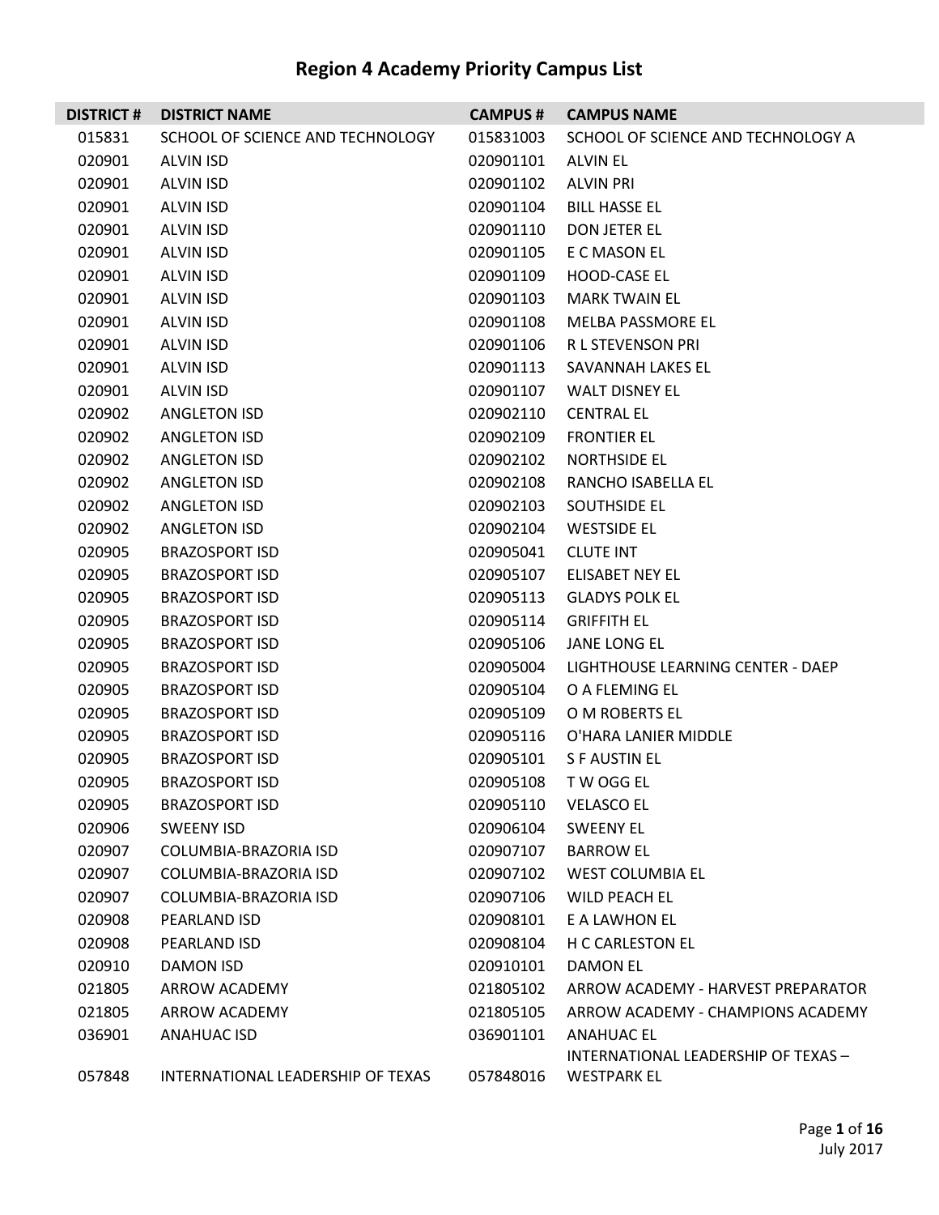# Region 4 Academy Priority Campus List

| DISTRICT # | DISTRICT NAME | CAMPUS # | CAMPUS NAME |
|---|---|---|---|
| 015831 | SCHOOL OF SCIENCE AND TECHNOLOGY | 015831003 | SCHOOL OF SCIENCE AND TECHNOLOGY A |
| 020901 | ALVIN ISD | 020901101 | ALVIN EL |
| 020901 | ALVIN ISD | 020901102 | ALVIN PRI |
| 020901 | ALVIN ISD | 020901104 | BILL HASSE EL |
| 020901 | ALVIN ISD | 020901110 | DON JETER EL |
| 020901 | ALVIN ISD | 020901105 | E C MASON EL |
| 020901 | ALVIN ISD | 020901109 | HOOD-CASE EL |
| 020901 | ALVIN ISD | 020901103 | MARK TWAIN EL |
| 020901 | ALVIN ISD | 020901108 | MELBA PASSMORE EL |
| 020901 | ALVIN ISD | 020901106 | R L STEVENSON PRI |
| 020901 | ALVIN ISD | 020901113 | SAVANNAH LAKES EL |
| 020901 | ALVIN ISD | 020901107 | WALT DISNEY EL |
| 020902 | ANGLETON ISD | 020902110 | CENTRAL EL |
| 020902 | ANGLETON ISD | 020902109 | FRONTIER EL |
| 020902 | ANGLETON ISD | 020902102 | NORTHSIDE EL |
| 020902 | ANGLETON ISD | 020902108 | RANCHO ISABELLA EL |
| 020902 | ANGLETON ISD | 020902103 | SOUTHSIDE EL |
| 020902 | ANGLETON ISD | 020902104 | WESTSIDE EL |
| 020905 | BRAZOSPORT ISD | 020905041 | CLUTE INT |
| 020905 | BRAZOSPORT ISD | 020905107 | ELISABET NEY EL |
| 020905 | BRAZOSPORT ISD | 020905113 | GLADYS POLK EL |
| 020905 | BRAZOSPORT ISD | 020905114 | GRIFFITH EL |
| 020905 | BRAZOSPORT ISD | 020905106 | JANE LONG EL |
| 020905 | BRAZOSPORT ISD | 020905004 | LIGHTHOUSE LEARNING CENTER - DAEP |
| 020905 | BRAZOSPORT ISD | 020905104 | O A FLEMING EL |
| 020905 | BRAZOSPORT ISD | 020905109 | O M ROBERTS EL |
| 020905 | BRAZOSPORT ISD | 020905116 | O'HARA LANIER MIDDLE |
| 020905 | BRAZOSPORT ISD | 020905101 | S F AUSTIN EL |
| 020905 | BRAZOSPORT ISD | 020905108 | T W OGG EL |
| 020905 | BRAZOSPORT ISD | 020905110 | VELASCO EL |
| 020906 | SWEENY ISD | 020906104 | SWEENY EL |
| 020907 | COLUMBIA-BRAZORIA ISD | 020907107 | BARROW EL |
| 020907 | COLUMBIA-BRAZORIA ISD | 020907102 | WEST COLUMBIA EL |
| 020907 | COLUMBIA-BRAZORIA ISD | 020907106 | WILD PEACH EL |
| 020908 | PEARLAND ISD | 020908101 | E A LAWHON EL |
| 020908 | PEARLAND ISD | 020908104 | H C CARLESTON EL |
| 020910 | DAMON ISD | 020910101 | DAMON EL |
| 021805 | ARROW ACADEMY | 021805102 | ARROW ACADEMY - HARVEST PREPARATOR |
| 021805 | ARROW ACADEMY | 021805105 | ARROW ACADEMY - CHAMPIONS ACADEMY |
| 036901 | ANAHUAC ISD | 036901101 | ANAHUAC EL |
| 057848 | INTERNATIONAL LEADERSHIP OF TEXAS | 057848016 | INTERNATIONAL LEADERSHIP OF TEXAS – WESTPARK EL |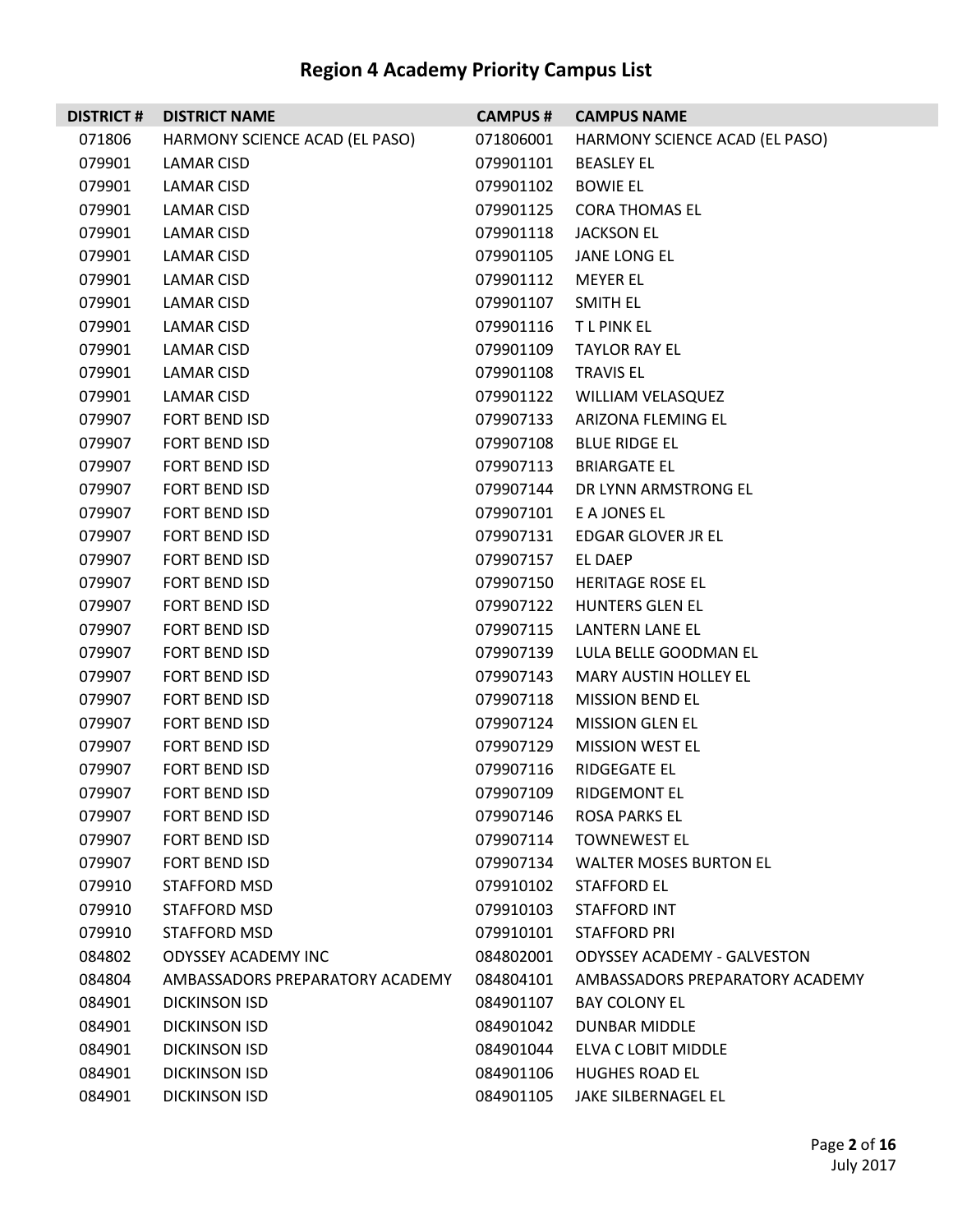# Region 4 Academy Priority Campus List

| DISTRICT # | DISTRICT NAME | CAMPUS # | CAMPUS NAME |
|---|---|---|---|
| 071806 | HARMONY SCIENCE ACAD (EL PASO) | 071806001 | HARMONY SCIENCE ACAD (EL PASO) |
| 079901 | LAMAR CISD | 079901101 | BEASLEY EL |
| 079901 | LAMAR CISD | 079901102 | BOWIE EL |
| 079901 | LAMAR CISD | 079901125 | CORA THOMAS EL |
| 079901 | LAMAR CISD | 079901118 | JACKSON EL |
| 079901 | LAMAR CISD | 079901105 | JANE LONG EL |
| 079901 | LAMAR CISD | 079901112 | MEYER EL |
| 079901 | LAMAR CISD | 079901107 | SMITH EL |
| 079901 | LAMAR CISD | 079901116 | T L PINK EL |
| 079901 | LAMAR CISD | 079901109 | TAYLOR RAY EL |
| 079901 | LAMAR CISD | 079901108 | TRAVIS EL |
| 079901 | LAMAR CISD | 079901122 | WILLIAM VELASQUEZ |
| 079907 | FORT BEND ISD | 079907133 | ARIZONA FLEMING EL |
| 079907 | FORT BEND ISD | 079907108 | BLUE RIDGE EL |
| 079907 | FORT BEND ISD | 079907113 | BRIARGATE EL |
| 079907 | FORT BEND ISD | 079907144 | DR LYNN ARMSTRONG EL |
| 079907 | FORT BEND ISD | 079907101 | E A JONES EL |
| 079907 | FORT BEND ISD | 079907131 | EDGAR GLOVER JR EL |
| 079907 | FORT BEND ISD | 079907157 | EL DAEP |
| 079907 | FORT BEND ISD | 079907150 | HERITAGE ROSE EL |
| 079907 | FORT BEND ISD | 079907122 | HUNTERS GLEN EL |
| 079907 | FORT BEND ISD | 079907115 | LANTERN LANE EL |
| 079907 | FORT BEND ISD | 079907139 | LULA BELLE GOODMAN EL |
| 079907 | FORT BEND ISD | 079907143 | MARY AUSTIN HOLLEY EL |
| 079907 | FORT BEND ISD | 079907118 | MISSION BEND EL |
| 079907 | FORT BEND ISD | 079907124 | MISSION GLEN EL |
| 079907 | FORT BEND ISD | 079907129 | MISSION WEST EL |
| 079907 | FORT BEND ISD | 079907116 | RIDGEGATE EL |
| 079907 | FORT BEND ISD | 079907109 | RIDGEMONT EL |
| 079907 | FORT BEND ISD | 079907146 | ROSA PARKS EL |
| 079907 | FORT BEND ISD | 079907114 | TOWNEWEST EL |
| 079907 | FORT BEND ISD | 079907134 | WALTER MOSES BURTON EL |
| 079910 | STAFFORD MSD | 079910102 | STAFFORD EL |
| 079910 | STAFFORD MSD | 079910103 | STAFFORD INT |
| 079910 | STAFFORD MSD | 079910101 | STAFFORD PRI |
| 084802 | ODYSSEY ACADEMY INC | 084802001 | ODYSSEY ACADEMY - GALVESTON |
| 084804 | AMBASSADORS PREPARATORY ACADEMY | 084804101 | AMBASSADORS PREPARATORY ACADEMY |
| 084901 | DICKINSON ISD | 084901107 | BAY COLONY EL |
| 084901 | DICKINSON ISD | 084901042 | DUNBAR MIDDLE |
| 084901 | DICKINSON ISD | 084901044 | ELVA C LOBIT MIDDLE |
| 084901 | DICKINSON ISD | 084901106 | HUGHES ROAD EL |
| 084901 | DICKINSON ISD | 084901105 | JAKE SILBERNAGEL EL |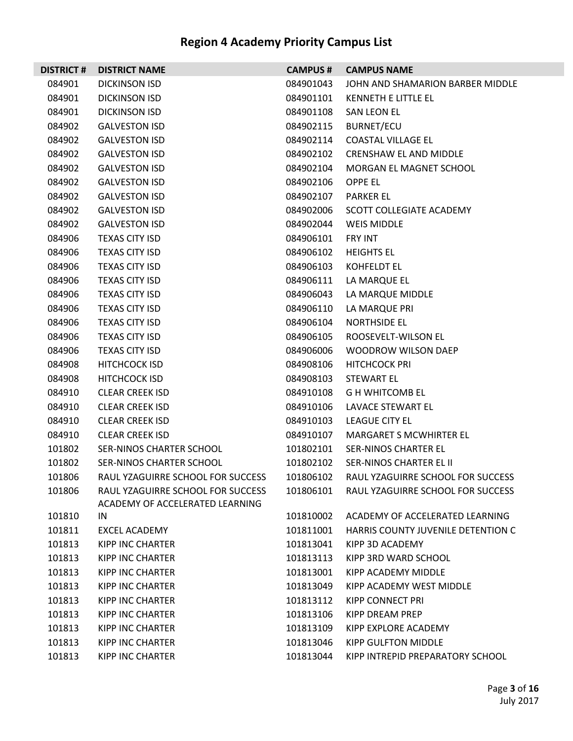# Region 4 Academy Priority Campus List

| DISTRICT # | DISTRICT NAME | CAMPUS # | CAMPUS NAME |
|---|---|---|---|
| 084901 | DICKINSON ISD | 084901043 | JOHN AND SHAMARION BARBER MIDDLE |
| 084901 | DICKINSON ISD | 084901101 | KENNETH E LITTLE EL |
| 084901 | DICKINSON ISD | 084901108 | SAN LEON EL |
| 084902 | GALVESTON ISD | 084902115 | BURNET/ECU |
| 084902 | GALVESTON ISD | 084902114 | COASTAL VILLAGE EL |
| 084902 | GALVESTON ISD | 084902102 | CRENSHAW EL AND MIDDLE |
| 084902 | GALVESTON ISD | 084902104 | MORGAN EL MAGNET SCHOOL |
| 084902 | GALVESTON ISD | 084902106 | OPPE EL |
| 084902 | GALVESTON ISD | 084902107 | PARKER EL |
| 084902 | GALVESTON ISD | 084902006 | SCOTT COLLEGIATE ACADEMY |
| 084902 | GALVESTON ISD | 084902044 | WEIS MIDDLE |
| 084906 | TEXAS CITY ISD | 084906101 | FRY INT |
| 084906 | TEXAS CITY ISD | 084906102 | HEIGHTS EL |
| 084906 | TEXAS CITY ISD | 084906103 | KOHFELDT EL |
| 084906 | TEXAS CITY ISD | 084906111 | LA MARQUE EL |
| 084906 | TEXAS CITY ISD | 084906043 | LA MARQUE MIDDLE |
| 084906 | TEXAS CITY ISD | 084906110 | LA MARQUE PRI |
| 084906 | TEXAS CITY ISD | 084906104 | NORTHSIDE EL |
| 084906 | TEXAS CITY ISD | 084906105 | ROOSEVELT-WILSON EL |
| 084906 | TEXAS CITY ISD | 084906006 | WOODROW WILSON DAEP |
| 084908 | HITCHCOCK ISD | 084908106 | HITCHCOCK PRI |
| 084908 | HITCHCOCK ISD | 084908103 | STEWART EL |
| 084910 | CLEAR CREEK ISD | 084910108 | G H WHITCOMB EL |
| 084910 | CLEAR CREEK ISD | 084910106 | LAVACE STEWART EL |
| 084910 | CLEAR CREEK ISD | 084910103 | LEAGUE CITY EL |
| 084910 | CLEAR CREEK ISD | 084910107 | MARGARET S MCWHIRTER EL |
| 101802 | SER-NINOS CHARTER SCHOOL | 101802101 | SER-NINOS CHARTER EL |
| 101802 | SER-NINOS CHARTER SCHOOL | 101802102 | SER-NINOS CHARTER EL II |
| 101806 | RAUL YZAGUIRRE SCHOOL FOR SUCCESS | 101806102 | RAUL YZAGUIRRE SCHOOL FOR SUCCESS |
| 101806 | RAUL YZAGUIRRE SCHOOL FOR SUCCESS | 101806101 | RAUL YZAGUIRRE SCHOOL FOR SUCCESS |
| 101810 | ACADEMY OF ACCELERATED LEARNING IN | 101810002 | ACADEMY OF ACCELERATED LEARNING |
| 101811 | EXCEL ACADEMY | 101811001 | HARRIS COUNTY JUVENILE DETENTION C |
| 101813 | KIPP INC CHARTER | 101813041 | KIPP 3D ACADEMY |
| 101813 | KIPP INC CHARTER | 101813113 | KIPP 3RD WARD SCHOOL |
| 101813 | KIPP INC CHARTER | 101813001 | KIPP ACADEMY MIDDLE |
| 101813 | KIPP INC CHARTER | 101813049 | KIPP ACADEMY WEST MIDDLE |
| 101813 | KIPP INC CHARTER | 101813112 | KIPP CONNECT PRI |
| 101813 | KIPP INC CHARTER | 101813106 | KIPP DREAM PREP |
| 101813 | KIPP INC CHARTER | 101813109 | KIPP EXPLORE ACADEMY |
| 101813 | KIPP INC CHARTER | 101813046 | KIPP GULFTON MIDDLE |
| 101813 | KIPP INC CHARTER | 101813044 | KIPP INTREPID PREPARATORY SCHOOL |

July 2017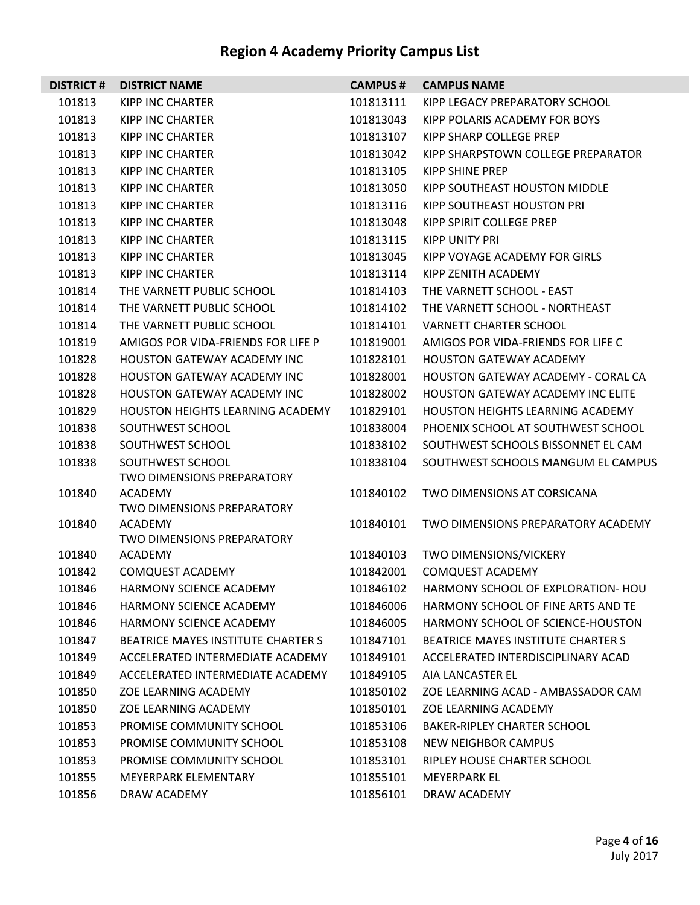# Region 4 Academy Priority Campus List

| DISTRICT # | DISTRICT NAME | CAMPUS # | CAMPUS NAME |
|---|---|---|---|
| 101813 | KIPP INC CHARTER | 101813111 | KIPP LEGACY PREPARATORY SCHOOL |
| 101813 | KIPP INC CHARTER | 101813043 | KIPP POLARIS ACADEMY FOR BOYS |
| 101813 | KIPP INC CHARTER | 101813107 | KIPP SHARP COLLEGE PREP |
| 101813 | KIPP INC CHARTER | 101813042 | KIPP SHARPSTOWN COLLEGE PREPARATOR |
| 101813 | KIPP INC CHARTER | 101813105 | KIPP SHINE PREP |
| 101813 | KIPP INC CHARTER | 101813050 | KIPP SOUTHEAST HOUSTON MIDDLE |
| 101813 | KIPP INC CHARTER | 101813116 | KIPP SOUTHEAST HOUSTON PRI |
| 101813 | KIPP INC CHARTER | 101813048 | KIPP SPIRIT COLLEGE PREP |
| 101813 | KIPP INC CHARTER | 101813115 | KIPP UNITY PRI |
| 101813 | KIPP INC CHARTER | 101813045 | KIPP VOYAGE ACADEMY FOR GIRLS |
| 101813 | KIPP INC CHARTER | 101813114 | KIPP ZENITH ACADEMY |
| 101814 | THE VARNETT PUBLIC SCHOOL | 101814103 | THE VARNETT SCHOOL - EAST |
| 101814 | THE VARNETT PUBLIC SCHOOL | 101814102 | THE VARNETT SCHOOL - NORTHEAST |
| 101814 | THE VARNETT PUBLIC SCHOOL | 101814101 | VARNETT CHARTER SCHOOL |
| 101819 | AMIGOS POR VIDA-FRIENDS FOR LIFE P | 101819001 | AMIGOS POR VIDA-FRIENDS FOR LIFE C |
| 101828 | HOUSTON GATEWAY ACADEMY INC | 101828101 | HOUSTON GATEWAY ACADEMY |
| 101828 | HOUSTON GATEWAY ACADEMY INC | 101828001 | HOUSTON GATEWAY ACADEMY - CORAL CA |
| 101828 | HOUSTON GATEWAY ACADEMY INC | 101828002 | HOUSTON GATEWAY ACADEMY INC ELITE |
| 101829 | HOUSTON HEIGHTS LEARNING ACADEMY | 101829101 | HOUSTON HEIGHTS LEARNING ACADEMY |
| 101838 | SOUTHWEST SCHOOL | 101838004 | PHOENIX SCHOOL AT SOUTHWEST SCHOOL |
| 101838 | SOUTHWEST SCHOOL | 101838102 | SOUTHWEST SCHOOLS BISSONNET EL CAM |
| 101838 | SOUTHWEST SCHOOL | 101838104 | SOUTHWEST SCHOOLS MANGUM EL CAMPUS |
| 101840 | TWO DIMENSIONS PREPARATORY ACADEMY | 101840102 | TWO DIMENSIONS AT CORSICANA |
| 101840 | TWO DIMENSIONS PREPARATORY ACADEMY | 101840101 | TWO DIMENSIONS PREPARATORY ACADEMY |
| 101840 | TWO DIMENSIONS PREPARATORY ACADEMY | 101840103 | TWO DIMENSIONS/VICKERY |
| 101842 | COMQUEST ACADEMY | 101842001 | COMQUEST ACADEMY |
| 101846 | HARMONY SCIENCE ACADEMY | 101846102 | HARMONY SCHOOL OF EXPLORATION- HOU |
| 101846 | HARMONY SCIENCE ACADEMY | 101846006 | HARMONY SCHOOL OF FINE ARTS AND TE |
| 101846 | HARMONY SCIENCE ACADEMY | 101846005 | HARMONY SCHOOL OF SCIENCE-HOUSTON |
| 101847 | BEATRICE MAYES INSTITUTE CHARTER S | 101847101 | BEATRICE MAYES INSTITUTE CHARTER S |
| 101849 | ACCELERATED INTERMEDIATE ACADEMY | 101849101 | ACCELERATED INTERDISCIPLINARY ACAD |
| 101849 | ACCELERATED INTERMEDIATE ACADEMY | 101849105 | AIA LANCASTER EL |
| 101850 | ZOE LEARNING ACADEMY | 101850102 | ZOE LEARNING ACAD - AMBASSADOR CAM |
| 101850 | ZOE LEARNING ACADEMY | 101850101 | ZOE LEARNING ACADEMY |
| 101853 | PROMISE COMMUNITY SCHOOL | 101853106 | BAKER-RIPLEY CHARTER SCHOOL |
| 101853 | PROMISE COMMUNITY SCHOOL | 101853108 | NEW NEIGHBOR CAMPUS |
| 101853 | PROMISE COMMUNITY SCHOOL | 101853101 | RIPLEY HOUSE CHARTER SCHOOL |
| 101855 | MEYERPARK ELEMENTARY | 101855101 | MEYERPARK EL |
| 101856 | DRAW ACADEMY | 101856101 | DRAW ACADEMY |

July 2017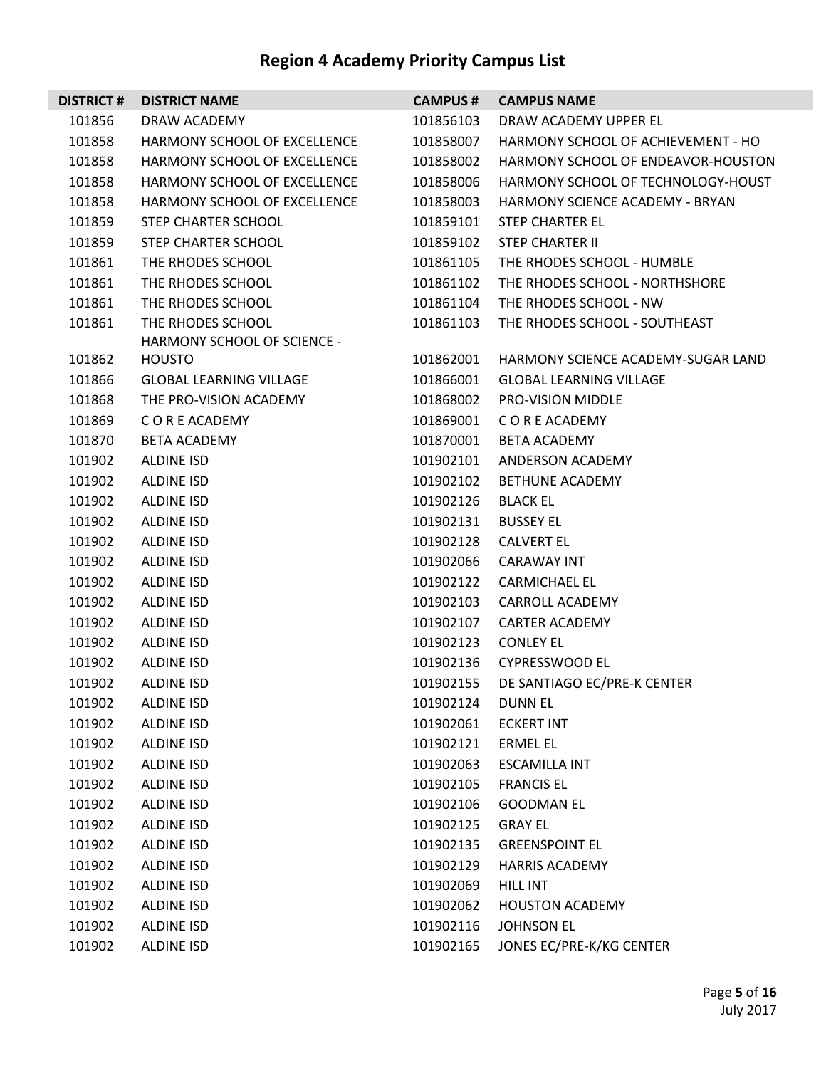# Region 4 Academy Priority Campus List

| DISTRICT # | DISTRICT NAME | CAMPUS # | CAMPUS NAME |
|---|---|---|---|
| 101856 | DRAW ACADEMY | 101856103 | DRAW ACADEMY UPPER EL |
| 101858 | HARMONY SCHOOL OF EXCELLENCE | 101858007 | HARMONY SCHOOL OF ACHIEVEMENT - HO |
| 101858 | HARMONY SCHOOL OF EXCELLENCE | 101858002 | HARMONY SCHOOL OF ENDEAVOR-HOUSTON |
| 101858 | HARMONY SCHOOL OF EXCELLENCE | 101858006 | HARMONY SCHOOL OF TECHNOLOGY-HOUST |
| 101858 | HARMONY SCHOOL OF EXCELLENCE | 101858003 | HARMONY SCIENCE ACADEMY - BRYAN |
| 101859 | STEP CHARTER SCHOOL | 101859101 | STEP CHARTER EL |
| 101859 | STEP CHARTER SCHOOL | 101859102 | STEP CHARTER II |
| 101861 | THE RHODES SCHOOL | 101861105 | THE RHODES SCHOOL - HUMBLE |
| 101861 | THE RHODES SCHOOL | 101861102 | THE RHODES SCHOOL - NORTHSHORE |
| 101861 | THE RHODES SCHOOL | 101861104 | THE RHODES SCHOOL - NW |
| 101861 | THE RHODES SCHOOL | 101861103 | THE RHODES SCHOOL - SOUTHEAST |
| 101862 | HARMONY SCHOOL OF SCIENCE - HOUSTO | 101862001 | HARMONY SCIENCE ACADEMY-SUGAR LAND |
| 101866 | GLOBAL LEARNING VILLAGE | 101866001 | GLOBAL LEARNING VILLAGE |
| 101868 | THE PRO-VISION ACADEMY | 101868002 | PRO-VISION MIDDLE |
| 101869 | C O R E ACADEMY | 101869001 | C O R E ACADEMY |
| 101870 | BETA ACADEMY | 101870001 | BETA ACADEMY |
| 101902 | ALDINE ISD | 101902101 | ANDERSON ACADEMY |
| 101902 | ALDINE ISD | 101902102 | BETHUNE ACADEMY |
| 101902 | ALDINE ISD | 101902126 | BLACK EL |
| 101902 | ALDINE ISD | 101902131 | BUSSEY EL |
| 101902 | ALDINE ISD | 101902128 | CALVERT EL |
| 101902 | ALDINE ISD | 101902066 | CARAWAY INT |
| 101902 | ALDINE ISD | 101902122 | CARMICHAEL EL |
| 101902 | ALDINE ISD | 101902103 | CARROLL ACADEMY |
| 101902 | ALDINE ISD | 101902107 | CARTER ACADEMY |
| 101902 | ALDINE ISD | 101902123 | CONLEY EL |
| 101902 | ALDINE ISD | 101902136 | CYPRESSWOOD EL |
| 101902 | ALDINE ISD | 101902155 | DE SANTIAGO EC/PRE-K CENTER |
| 101902 | ALDINE ISD | 101902124 | DUNN EL |
| 101902 | ALDINE ISD | 101902061 | ECKERT INT |
| 101902 | ALDINE ISD | 101902121 | ERMEL EL |
| 101902 | ALDINE ISD | 101902063 | ESCAMILLA INT |
| 101902 | ALDINE ISD | 101902105 | FRANCIS EL |
| 101902 | ALDINE ISD | 101902106 | GOODMAN EL |
| 101902 | ALDINE ISD | 101902125 | GRAY EL |
| 101902 | ALDINE ISD | 101902135 | GREENSPOINT EL |
| 101902 | ALDINE ISD | 101902129 | HARRIS ACADEMY |
| 101902 | ALDINE ISD | 101902069 | HILL INT |
| 101902 | ALDINE ISD | 101902062 | HOUSTON ACADEMY |
| 101902 | ALDINE ISD | 101902116 | JOHNSON EL |
| 101902 | ALDINE ISD | 101902165 | JONES EC/PRE-K/KG CENTER |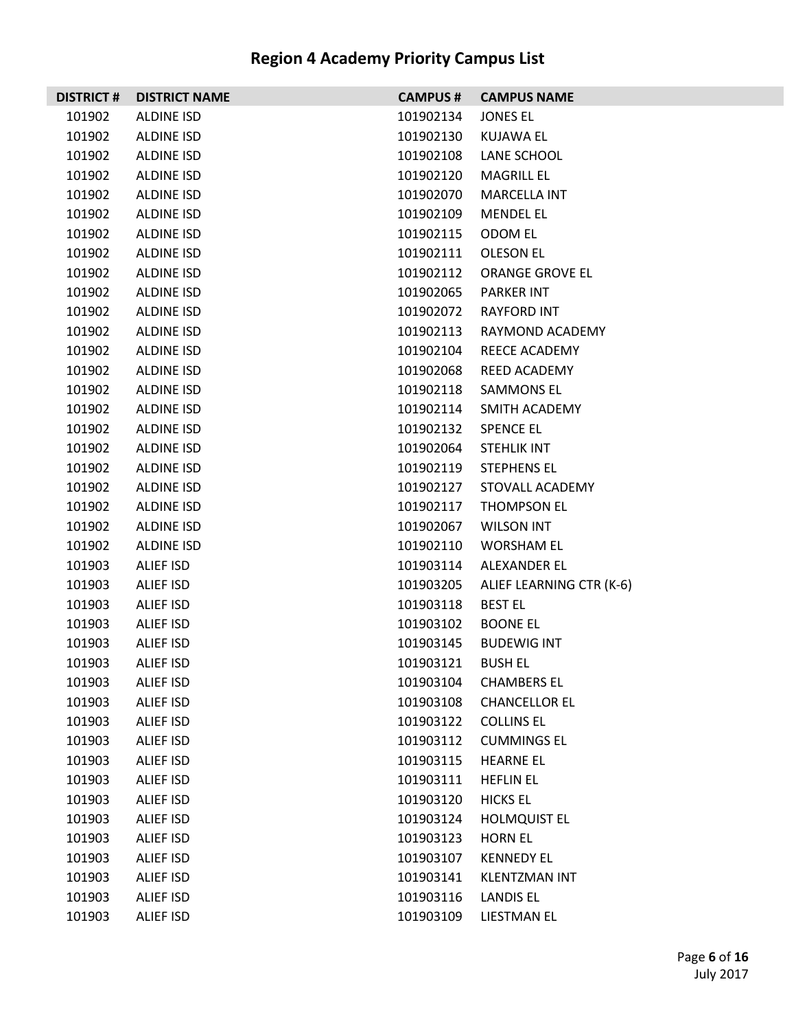## Region 4 Academy Priority Campus List

| DISTRICT # | DISTRICT NAME | CAMPUS # | CAMPUS NAME |
|---|---|---|---|
| 101902 | ALDINE ISD | 101902134 | JONES EL |
| 101902 | ALDINE ISD | 101902130 | KUJAWA EL |
| 101902 | ALDINE ISD | 101902108 | LANE SCHOOL |
| 101902 | ALDINE ISD | 101902120 | MAGRILL EL |
| 101902 | ALDINE ISD | 101902070 | MARCELLA INT |
| 101902 | ALDINE ISD | 101902109 | MENDEL EL |
| 101902 | ALDINE ISD | 101902115 | ODOM EL |
| 101902 | ALDINE ISD | 101902111 | OLESON EL |
| 101902 | ALDINE ISD | 101902112 | ORANGE GROVE EL |
| 101902 | ALDINE ISD | 101902065 | PARKER INT |
| 101902 | ALDINE ISD | 101902072 | RAYFORD INT |
| 101902 | ALDINE ISD | 101902113 | RAYMOND ACADEMY |
| 101902 | ALDINE ISD | 101902104 | REECE ACADEMY |
| 101902 | ALDINE ISD | 101902068 | REED ACADEMY |
| 101902 | ALDINE ISD | 101902118 | SAMMONS EL |
| 101902 | ALDINE ISD | 101902114 | SMITH ACADEMY |
| 101902 | ALDINE ISD | 101902132 | SPENCE EL |
| 101902 | ALDINE ISD | 101902064 | STEHLIK INT |
| 101902 | ALDINE ISD | 101902119 | STEPHENS EL |
| 101902 | ALDINE ISD | 101902127 | STOVALL ACADEMY |
| 101902 | ALDINE ISD | 101902117 | THOMPSON EL |
| 101902 | ALDINE ISD | 101902067 | WILSON INT |
| 101902 | ALDINE ISD | 101902110 | WORSHAM EL |
| 101903 | ALIEF ISD | 101903114 | ALEXANDER EL |
| 101903 | ALIEF ISD | 101903205 | ALIEF LEARNING CTR (K-6) |
| 101903 | ALIEF ISD | 101903118 | BEST EL |
| 101903 | ALIEF ISD | 101903102 | BOONE EL |
| 101903 | ALIEF ISD | 101903145 | BUDEWIG INT |
| 101903 | ALIEF ISD | 101903121 | BUSH EL |
| 101903 | ALIEF ISD | 101903104 | CHAMBERS EL |
| 101903 | ALIEF ISD | 101903108 | CHANCELLOR EL |
| 101903 | ALIEF ISD | 101903122 | COLLINS EL |
| 101903 | ALIEF ISD | 101903112 | CUMMINGS EL |
| 101903 | ALIEF ISD | 101903115 | HEARNE EL |
| 101903 | ALIEF ISD | 101903111 | HEFLIN EL |
| 101903 | ALIEF ISD | 101903120 | HICKS EL |
| 101903 | ALIEF ISD | 101903124 | HOLMQUIST EL |
| 101903 | ALIEF ISD | 101903123 | HORN EL |
| 101903 | ALIEF ISD | 101903107 | KENNEDY EL |
| 101903 | ALIEF ISD | 101903141 | KLENTZMAN INT |
| 101903 | ALIEF ISD | 101903116 | LANDIS EL |
| 101903 | ALIEF ISD | 101903109 | LIESTMAN EL |

July 2017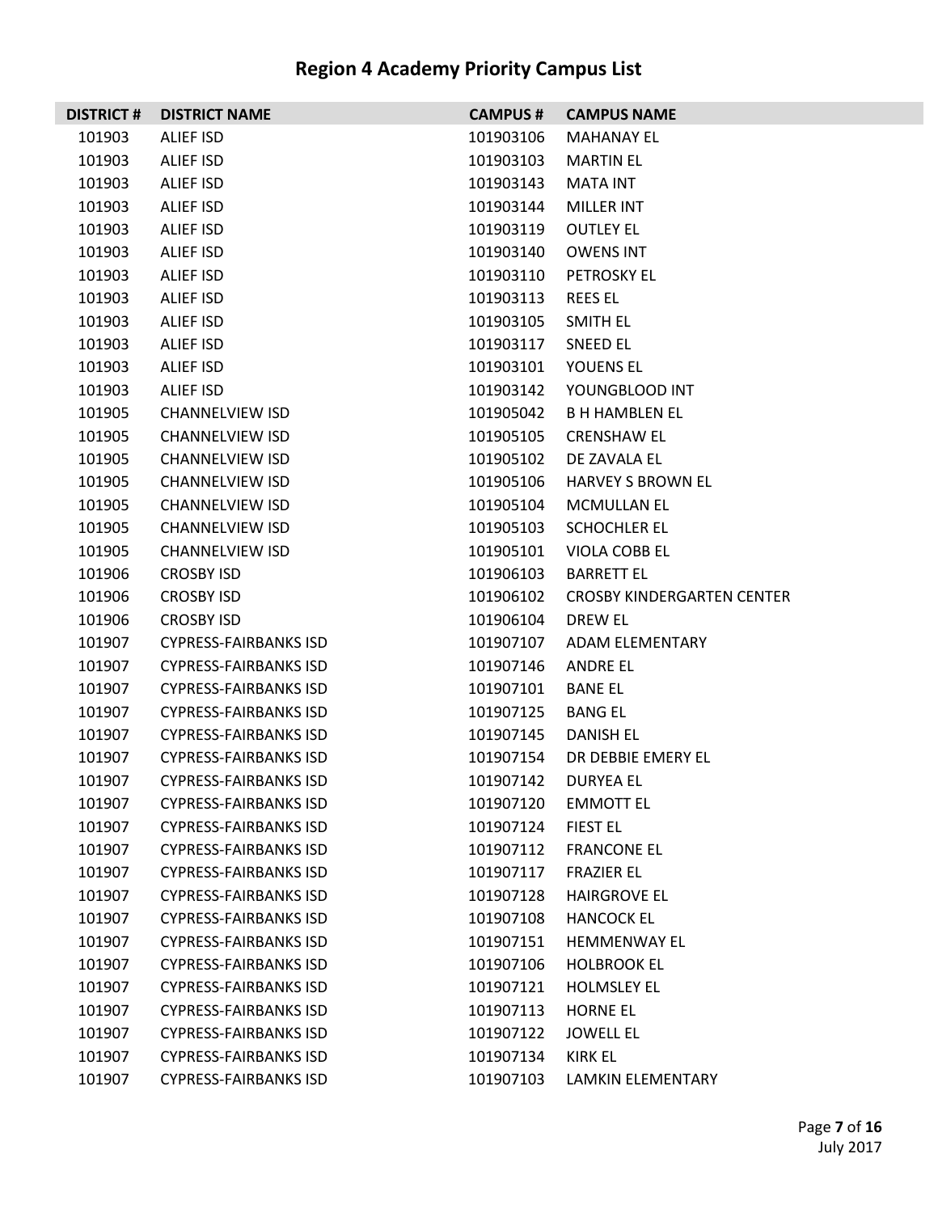# Region 4 Academy Priority Campus List

| DISTRICT # | DISTRICT NAME | CAMPUS # | CAMPUS NAME |
|---|---|---|---|
| 101903 | ALIEF ISD | 101903106 | MAHANAY EL |
| 101903 | ALIEF ISD | 101903103 | MARTIN EL |
| 101903 | ALIEF ISD | 101903143 | MATA INT |
| 101903 | ALIEF ISD | 101903144 | MILLER INT |
| 101903 | ALIEF ISD | 101903119 | OUTLEY EL |
| 101903 | ALIEF ISD | 101903140 | OWENS INT |
| 101903 | ALIEF ISD | 101903110 | PETROSKY EL |
| 101903 | ALIEF ISD | 101903113 | REES EL |
| 101903 | ALIEF ISD | 101903105 | SMITH EL |
| 101903 | ALIEF ISD | 101903117 | SNEED EL |
| 101903 | ALIEF ISD | 101903101 | YOUENS EL |
| 101903 | ALIEF ISD | 101903142 | YOUNGBLOOD INT |
| 101905 | CHANNELVIEW ISD | 101905042 | B H HAMBLEN EL |
| 101905 | CHANNELVIEW ISD | 101905105 | CRENSHAW EL |
| 101905 | CHANNELVIEW ISD | 101905102 | DE ZAVALA EL |
| 101905 | CHANNELVIEW ISD | 101905106 | HARVEY S BROWN EL |
| 101905 | CHANNELVIEW ISD | 101905104 | MCMULLAN EL |
| 101905 | CHANNELVIEW ISD | 101905103 | SCHOCHLER EL |
| 101905 | CHANNELVIEW ISD | 101905101 | VIOLA COBB EL |
| 101906 | CROSBY ISD | 101906103 | BARRETT EL |
| 101906 | CROSBY ISD | 101906102 | CROSBY KINDERGARTEN CENTER |
| 101906 | CROSBY ISD | 101906104 | DREW EL |
| 101907 | CYPRESS-FAIRBANKS ISD | 101907107 | ADAM ELEMENTARY |
| 101907 | CYPRESS-FAIRBANKS ISD | 101907146 | ANDRE EL |
| 101907 | CYPRESS-FAIRBANKS ISD | 101907101 | BANE EL |
| 101907 | CYPRESS-FAIRBANKS ISD | 101907125 | BANG EL |
| 101907 | CYPRESS-FAIRBANKS ISD | 101907145 | DANISH EL |
| 101907 | CYPRESS-FAIRBANKS ISD | 101907154 | DR DEBBIE EMERY EL |
| 101907 | CYPRESS-FAIRBANKS ISD | 101907142 | DURYEA EL |
| 101907 | CYPRESS-FAIRBANKS ISD | 101907120 | EMMOTT EL |
| 101907 | CYPRESS-FAIRBANKS ISD | 101907124 | FIEST EL |
| 101907 | CYPRESS-FAIRBANKS ISD | 101907112 | FRANCONE EL |
| 101907 | CYPRESS-FAIRBANKS ISD | 101907117 | FRAZIER EL |
| 101907 | CYPRESS-FAIRBANKS ISD | 101907128 | HAIRGROVE EL |
| 101907 | CYPRESS-FAIRBANKS ISD | 101907108 | HANCOCK EL |
| 101907 | CYPRESS-FAIRBANKS ISD | 101907151 | HEMMENWAY EL |
| 101907 | CYPRESS-FAIRBANKS ISD | 101907106 | HOLBROOK EL |
| 101907 | CYPRESS-FAIRBANKS ISD | 101907121 | HOLMSLEY EL |
| 101907 | CYPRESS-FAIRBANKS ISD | 101907113 | HORNE EL |
| 101907 | CYPRESS-FAIRBANKS ISD | 101907122 | JOWELL EL |
| 101907 | CYPRESS-FAIRBANKS ISD | 101907134 | KIRK EL |
| 101907 | CYPRESS-FAIRBANKS ISD | 101907103 | LAMKIN ELEMENTARY |

July 2017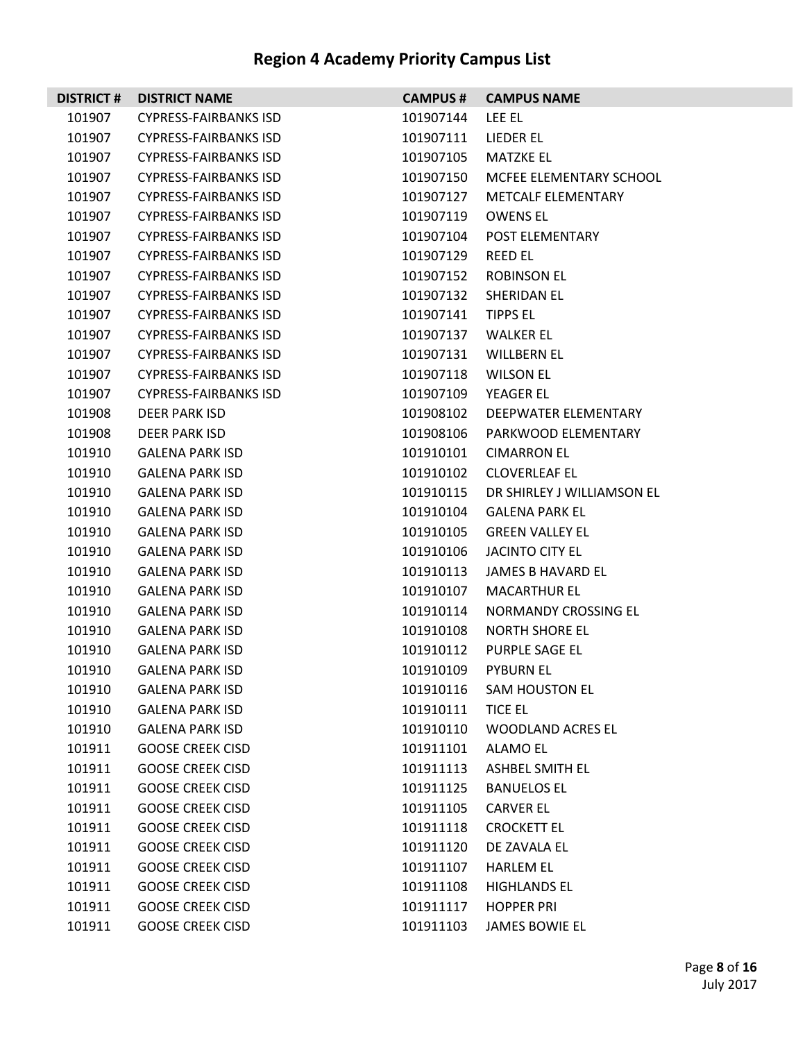# Region 4 Academy Priority Campus List

| DISTRICT # | DISTRICT NAME | CAMPUS # | CAMPUS NAME |
|---|---|---|---|
| 101907 | CYPRESS-FAIRBANKS ISD | 101907144 | LEE EL |
| 101907 | CYPRESS-FAIRBANKS ISD | 101907111 | LIEDER EL |
| 101907 | CYPRESS-FAIRBANKS ISD | 101907105 | MATZKE EL |
| 101907 | CYPRESS-FAIRBANKS ISD | 101907150 | MCFEE ELEMENTARY SCHOOL |
| 101907 | CYPRESS-FAIRBANKS ISD | 101907127 | METCALF ELEMENTARY |
| 101907 | CYPRESS-FAIRBANKS ISD | 101907119 | OWENS EL |
| 101907 | CYPRESS-FAIRBANKS ISD | 101907104 | POST ELEMENTARY |
| 101907 | CYPRESS-FAIRBANKS ISD | 101907129 | REED EL |
| 101907 | CYPRESS-FAIRBANKS ISD | 101907152 | ROBINSON EL |
| 101907 | CYPRESS-FAIRBANKS ISD | 101907132 | SHERIDAN EL |
| 101907 | CYPRESS-FAIRBANKS ISD | 101907141 | TIPPS EL |
| 101907 | CYPRESS-FAIRBANKS ISD | 101907137 | WALKER EL |
| 101907 | CYPRESS-FAIRBANKS ISD | 101907131 | WILLBERN EL |
| 101907 | CYPRESS-FAIRBANKS ISD | 101907118 | WILSON EL |
| 101907 | CYPRESS-FAIRBANKS ISD | 101907109 | YEAGER EL |
| 101908 | DEER PARK ISD | 101908102 | DEEPWATER ELEMENTARY |
| 101908 | DEER PARK ISD | 101908106 | PARKWOOD ELEMENTARY |
| 101910 | GALENA PARK ISD | 101910101 | CIMARRON EL |
| 101910 | GALENA PARK ISD | 101910102 | CLOVERLEAF EL |
| 101910 | GALENA PARK ISD | 101910115 | DR SHIRLEY J WILLIAMSON EL |
| 101910 | GALENA PARK ISD | 101910104 | GALENA PARK EL |
| 101910 | GALENA PARK ISD | 101910105 | GREEN VALLEY EL |
| 101910 | GALENA PARK ISD | 101910106 | JACINTO CITY EL |
| 101910 | GALENA PARK ISD | 101910113 | JAMES B HAVARD EL |
| 101910 | GALENA PARK ISD | 101910107 | MACARTHUR EL |
| 101910 | GALENA PARK ISD | 101910114 | NORMANDY CROSSING EL |
| 101910 | GALENA PARK ISD | 101910108 | NORTH SHORE EL |
| 101910 | GALENA PARK ISD | 101910112 | PURPLE SAGE EL |
| 101910 | GALENA PARK ISD | 101910109 | PYBURN EL |
| 101910 | GALENA PARK ISD | 101910116 | SAM HOUSTON EL |
| 101910 | GALENA PARK ISD | 101910111 | TICE EL |
| 101910 | GALENA PARK ISD | 101910110 | WOODLAND ACRES EL |
| 101911 | GOOSE CREEK CISD | 101911101 | ALAMO EL |
| 101911 | GOOSE CREEK CISD | 101911113 | ASHBEL SMITH EL |
| 101911 | GOOSE CREEK CISD | 101911125 | BANUELOS EL |
| 101911 | GOOSE CREEK CISD | 101911105 | CARVER EL |
| 101911 | GOOSE CREEK CISD | 101911118 | CROCKETT EL |
| 101911 | GOOSE CREEK CISD | 101911120 | DE ZAVALA EL |
| 101911 | GOOSE CREEK CISD | 101911107 | HARLEM EL |
| 101911 | GOOSE CREEK CISD | 101911108 | HIGHLANDS EL |
| 101911 | GOOSE CREEK CISD | 101911117 | HOPPER PRI |
| 101911 | GOOSE CREEK CISD | 101911103 | JAMES BOWIE EL |

July 2017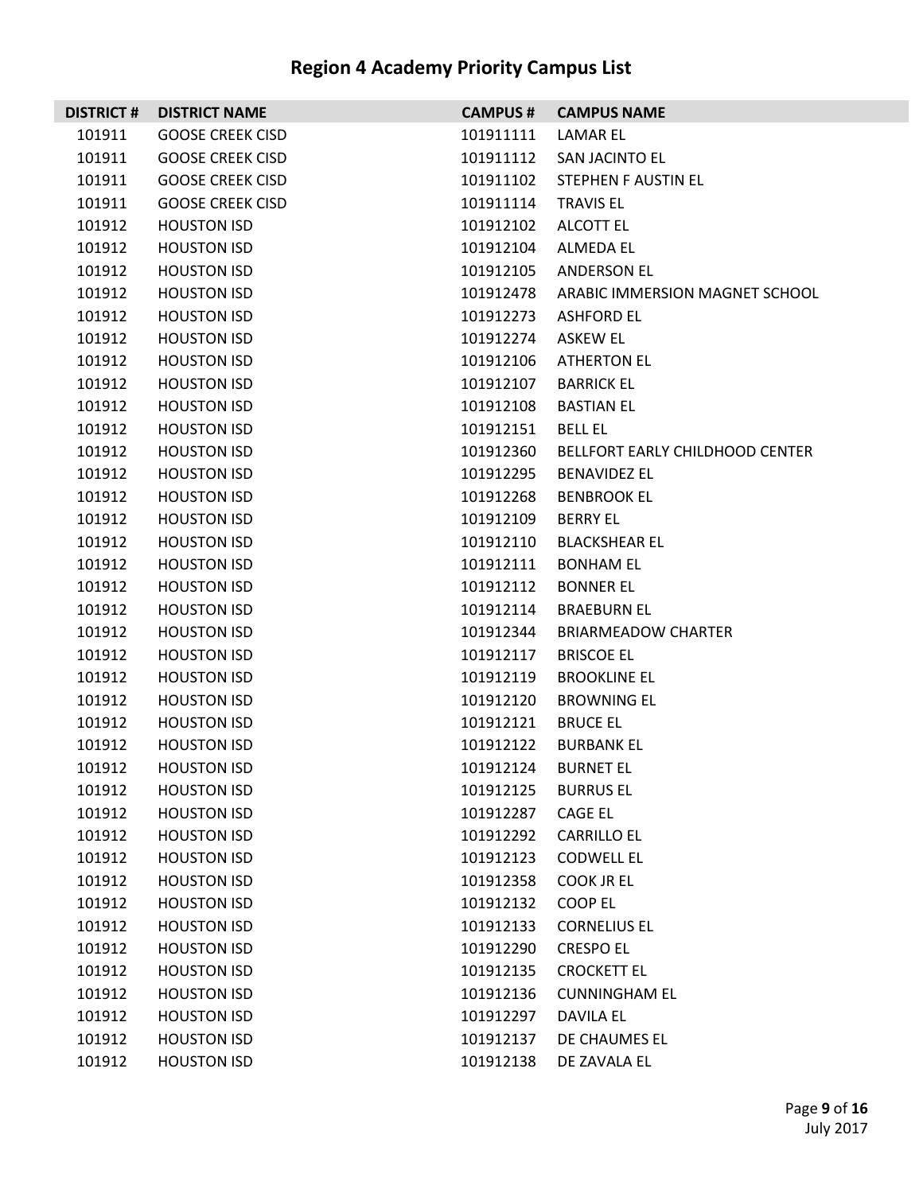# Region 4 Academy Priority Campus List

| DISTRICT # | DISTRICT NAME | CAMPUS # | CAMPUS NAME |
|---|---|---|---|
| 101911 | GOOSE CREEK CISD | 101911111 | LAMAR EL |
| 101911 | GOOSE CREEK CISD | 101911112 | SAN JACINTO EL |
| 101911 | GOOSE CREEK CISD | 101911102 | STEPHEN F AUSTIN EL |
| 101911 | GOOSE CREEK CISD | 101911114 | TRAVIS EL |
| 101912 | HOUSTON ISD | 101912102 | ALCOTT EL |
| 101912 | HOUSTON ISD | 101912104 | ALMEDA EL |
| 101912 | HOUSTON ISD | 101912105 | ANDERSON EL |
| 101912 | HOUSTON ISD | 101912478 | ARABIC IMMERSION MAGNET SCHOOL |
| 101912 | HOUSTON ISD | 101912273 | ASHFORD EL |
| 101912 | HOUSTON ISD | 101912274 | ASKEW EL |
| 101912 | HOUSTON ISD | 101912106 | ATHERTON EL |
| 101912 | HOUSTON ISD | 101912107 | BARRICK EL |
| 101912 | HOUSTON ISD | 101912108 | BASTIAN EL |
| 101912 | HOUSTON ISD | 101912151 | BELL EL |
| 101912 | HOUSTON ISD | 101912360 | BELLFORT EARLY CHILDHOOD CENTER |
| 101912 | HOUSTON ISD | 101912295 | BENAVIDEZ EL |
| 101912 | HOUSTON ISD | 101912268 | BENBROOK EL |
| 101912 | HOUSTON ISD | 101912109 | BERRY EL |
| 101912 | HOUSTON ISD | 101912110 | BLACKSHEAR EL |
| 101912 | HOUSTON ISD | 101912111 | BONHAM EL |
| 101912 | HOUSTON ISD | 101912112 | BONNER EL |
| 101912 | HOUSTON ISD | 101912114 | BRAEBURN EL |
| 101912 | HOUSTON ISD | 101912344 | BRIARMEADOW CHARTER |
| 101912 | HOUSTON ISD | 101912117 | BRISCOE EL |
| 101912 | HOUSTON ISD | 101912119 | BROOKLINE EL |
| 101912 | HOUSTON ISD | 101912120 | BROWNING EL |
| 101912 | HOUSTON ISD | 101912121 | BRUCE EL |
| 101912 | HOUSTON ISD | 101912122 | BURBANK EL |
| 101912 | HOUSTON ISD | 101912124 | BURNET EL |
| 101912 | HOUSTON ISD | 101912125 | BURRUS EL |
| 101912 | HOUSTON ISD | 101912287 | CAGE EL |
| 101912 | HOUSTON ISD | 101912292 | CARRILLO EL |
| 101912 | HOUSTON ISD | 101912123 | CODWELL EL |
| 101912 | HOUSTON ISD | 101912358 | COOK JR EL |
| 101912 | HOUSTON ISD | 101912132 | COOP EL |
| 101912 | HOUSTON ISD | 101912133 | CORNELIUS EL |
| 101912 | HOUSTON ISD | 101912290 | CRESPO EL |
| 101912 | HOUSTON ISD | 101912135 | CROCKETT EL |
| 101912 | HOUSTON ISD | 101912136 | CUNNINGHAM EL |
| 101912 | HOUSTON ISD | 101912297 | DAVILA EL |
| 101912 | HOUSTON ISD | 101912137 | DE CHAUMES EL |
| 101912 | HOUSTON ISD | 101912138 | DE ZAVALA EL |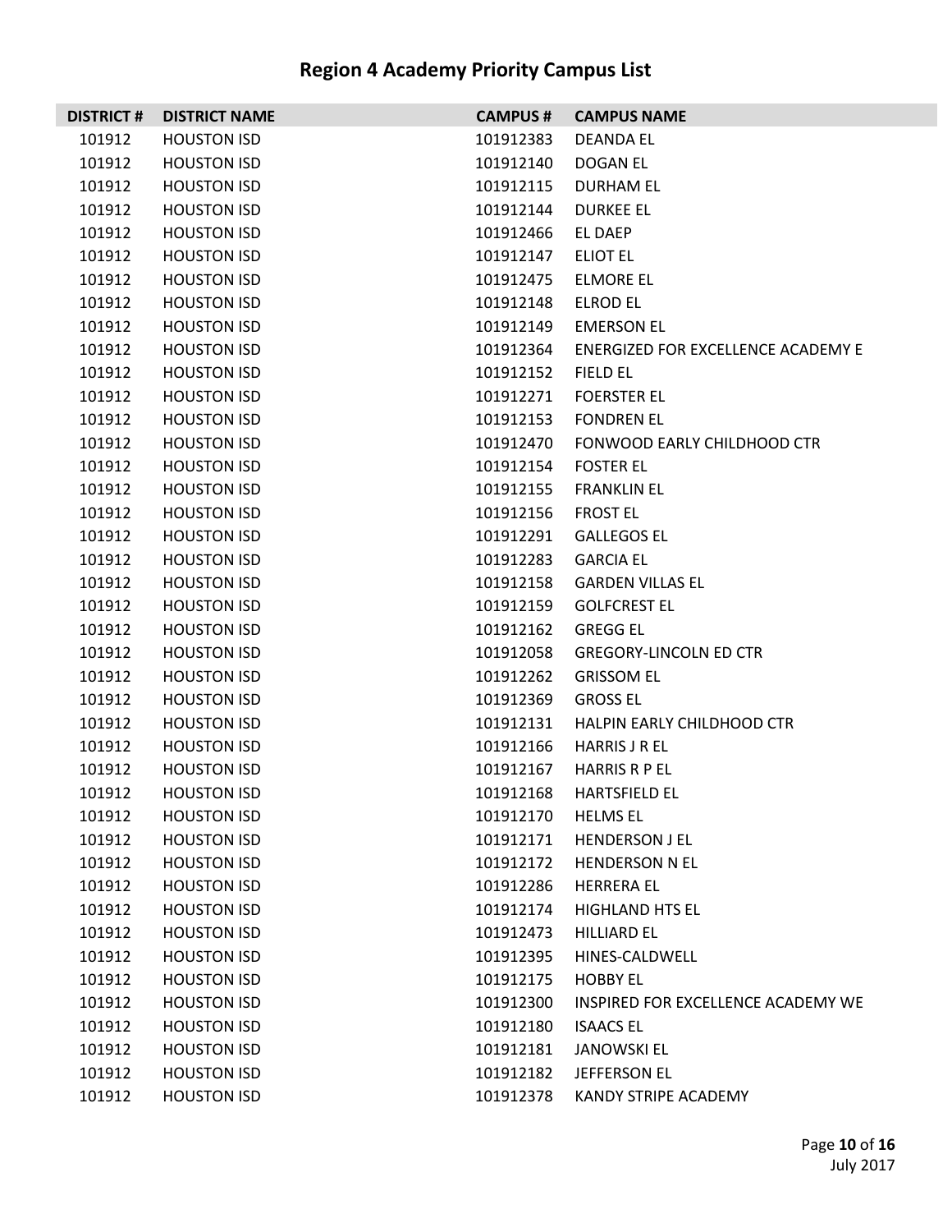# Region 4 Academy Priority Campus List

| DISTRICT # | DISTRICT NAME | CAMPUS # | CAMPUS NAME |
|---|---|---|---|
| 101912 | HOUSTON ISD | 101912383 | DEANDA EL |
| 101912 | HOUSTON ISD | 101912140 | DOGAN EL |
| 101912 | HOUSTON ISD | 101912115 | DURHAM EL |
| 101912 | HOUSTON ISD | 101912144 | DURKEE EL |
| 101912 | HOUSTON ISD | 101912466 | EL DAEP |
| 101912 | HOUSTON ISD | 101912147 | ELIOT EL |
| 101912 | HOUSTON ISD | 101912475 | ELMORE EL |
| 101912 | HOUSTON ISD | 101912148 | ELROD EL |
| 101912 | HOUSTON ISD | 101912149 | EMERSON EL |
| 101912 | HOUSTON ISD | 101912364 | ENERGIZED FOR EXCELLENCE ACADEMY E |
| 101912 | HOUSTON ISD | 101912152 | FIELD EL |
| 101912 | HOUSTON ISD | 101912271 | FOERSTER EL |
| 101912 | HOUSTON ISD | 101912153 | FONDREN EL |
| 101912 | HOUSTON ISD | 101912470 | FONWOOD EARLY CHILDHOOD CTR |
| 101912 | HOUSTON ISD | 101912154 | FOSTER EL |
| 101912 | HOUSTON ISD | 101912155 | FRANKLIN EL |
| 101912 | HOUSTON ISD | 101912156 | FROST EL |
| 101912 | HOUSTON ISD | 101912291 | GALLEGOS EL |
| 101912 | HOUSTON ISD | 101912283 | GARCIA EL |
| 101912 | HOUSTON ISD | 101912158 | GARDEN VILLAS EL |
| 101912 | HOUSTON ISD | 101912159 | GOLFCREST EL |
| 101912 | HOUSTON ISD | 101912162 | GREGG EL |
| 101912 | HOUSTON ISD | 101912058 | GREGORY-LINCOLN ED CTR |
| 101912 | HOUSTON ISD | 101912262 | GRISSOM EL |
| 101912 | HOUSTON ISD | 101912369 | GROSS EL |
| 101912 | HOUSTON ISD | 101912131 | HALPIN EARLY CHILDHOOD CTR |
| 101912 | HOUSTON ISD | 101912166 | HARRIS J R EL |
| 101912 | HOUSTON ISD | 101912167 | HARRIS R P EL |
| 101912 | HOUSTON ISD | 101912168 | HARTSFIELD EL |
| 101912 | HOUSTON ISD | 101912170 | HELMS EL |
| 101912 | HOUSTON ISD | 101912171 | HENDERSON J EL |
| 101912 | HOUSTON ISD | 101912172 | HENDERSON N EL |
| 101912 | HOUSTON ISD | 101912286 | HERRERA EL |
| 101912 | HOUSTON ISD | 101912174 | HIGHLAND HTS EL |
| 101912 | HOUSTON ISD | 101912473 | HILLIARD EL |
| 101912 | HOUSTON ISD | 101912395 | HINES-CALDWELL |
| 101912 | HOUSTON ISD | 101912175 | HOBBY EL |
| 101912 | HOUSTON ISD | 101912300 | INSPIRED FOR EXCELLENCE ACADEMY WE |
| 101912 | HOUSTON ISD | 101912180 | ISAACS EL |
| 101912 | HOUSTON ISD | 101912181 | JANOWSKI EL |
| 101912 | HOUSTON ISD | 101912182 | JEFFERSON EL |
| 101912 | HOUSTON ISD | 101912378 | KANDY STRIPE ACADEMY |

July 2017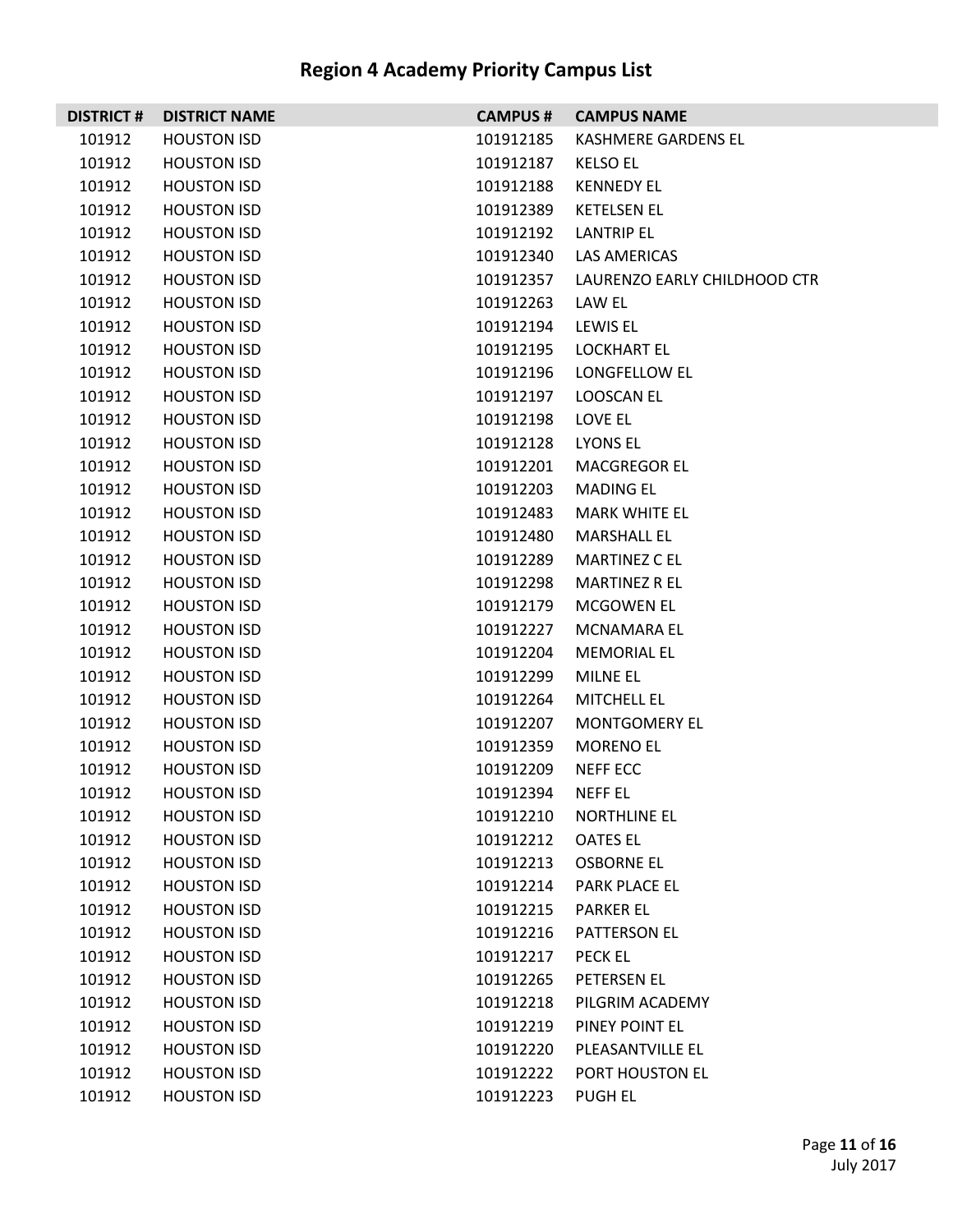# Region 4 Academy Priority Campus List

| DISTRICT # | DISTRICT NAME | CAMPUS # | CAMPUS NAME |
|---|---|---|---|
| 101912 | HOUSTON ISD | 101912185 | KASHMERE GARDENS EL |
| 101912 | HOUSTON ISD | 101912187 | KELSO EL |
| 101912 | HOUSTON ISD | 101912188 | KENNEDY EL |
| 101912 | HOUSTON ISD | 101912389 | KETELSEN EL |
| 101912 | HOUSTON ISD | 101912192 | LANTRIP EL |
| 101912 | HOUSTON ISD | 101912340 | LAS AMERICAS |
| 101912 | HOUSTON ISD | 101912357 | LAURENZO EARLY CHILDHOOD CTR |
| 101912 | HOUSTON ISD | 101912263 | LAW EL |
| 101912 | HOUSTON ISD | 101912194 | LEWIS EL |
| 101912 | HOUSTON ISD | 101912195 | LOCKHART EL |
| 101912 | HOUSTON ISD | 101912196 | LONGFELLOW EL |
| 101912 | HOUSTON ISD | 101912197 | LOOSCAN EL |
| 101912 | HOUSTON ISD | 101912198 | LOVE EL |
| 101912 | HOUSTON ISD | 101912128 | LYONS EL |
| 101912 | HOUSTON ISD | 101912201 | MACGREGOR EL |
| 101912 | HOUSTON ISD | 101912203 | MADING EL |
| 101912 | HOUSTON ISD | 101912483 | MARK WHITE EL |
| 101912 | HOUSTON ISD | 101912480 | MARSHALL EL |
| 101912 | HOUSTON ISD | 101912289 | MARTINEZ C EL |
| 101912 | HOUSTON ISD | 101912298 | MARTINEZ R EL |
| 101912 | HOUSTON ISD | 101912179 | MCGOWEN EL |
| 101912 | HOUSTON ISD | 101912227 | MCNAMARA EL |
| 101912 | HOUSTON ISD | 101912204 | MEMORIAL EL |
| 101912 | HOUSTON ISD | 101912299 | MILNE EL |
| 101912 | HOUSTON ISD | 101912264 | MITCHELL EL |
| 101912 | HOUSTON ISD | 101912207 | MONTGOMERY EL |
| 101912 | HOUSTON ISD | 101912359 | MORENO EL |
| 101912 | HOUSTON ISD | 101912209 | NEFF ECC |
| 101912 | HOUSTON ISD | 101912394 | NEFF EL |
| 101912 | HOUSTON ISD | 101912210 | NORTHLINE EL |
| 101912 | HOUSTON ISD | 101912212 | OATES EL |
| 101912 | HOUSTON ISD | 101912213 | OSBORNE EL |
| 101912 | HOUSTON ISD | 101912214 | PARK PLACE EL |
| 101912 | HOUSTON ISD | 101912215 | PARKER EL |
| 101912 | HOUSTON ISD | 101912216 | PATTERSON EL |
| 101912 | HOUSTON ISD | 101912217 | PECK EL |
| 101912 | HOUSTON ISD | 101912265 | PETERSEN EL |
| 101912 | HOUSTON ISD | 101912218 | PILGRIM ACADEMY |
| 101912 | HOUSTON ISD | 101912219 | PINEY POINT EL |
| 101912 | HOUSTON ISD | 101912220 | PLEASANTVILLE EL |
| 101912 | HOUSTON ISD | 101912222 | PORT HOUSTON EL |
| 101912 | HOUSTON ISD | 101912223 | PUGH EL |

July 2017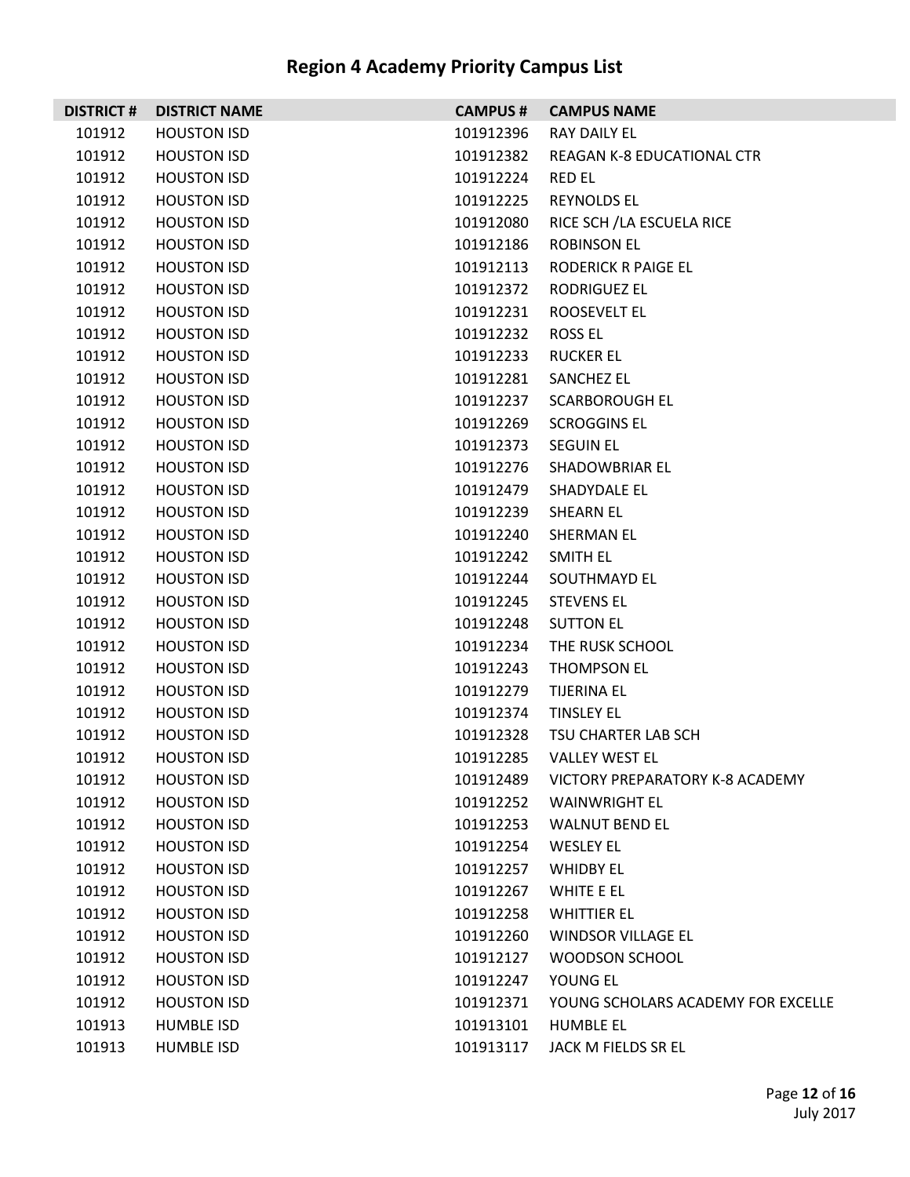# Region 4 Academy Priority Campus List

| DISTRICT # | DISTRICT NAME | CAMPUS # | CAMPUS NAME |
|---|---|---|---|
| 101912 | HOUSTON ISD | 101912396 | RAY DAILY EL |
| 101912 | HOUSTON ISD | 101912382 | REAGAN K-8 EDUCATIONAL CTR |
| 101912 | HOUSTON ISD | 101912224 | RED EL |
| 101912 | HOUSTON ISD | 101912225 | REYNOLDS EL |
| 101912 | HOUSTON ISD | 101912080 | RICE SCH /LA ESCUELA RICE |
| 101912 | HOUSTON ISD | 101912186 | ROBINSON EL |
| 101912 | HOUSTON ISD | 101912113 | RODERICK R PAIGE EL |
| 101912 | HOUSTON ISD | 101912372 | RODRIGUEZ EL |
| 101912 | HOUSTON ISD | 101912231 | ROOSEVELT EL |
| 101912 | HOUSTON ISD | 101912232 | ROSS EL |
| 101912 | HOUSTON ISD | 101912233 | RUCKER EL |
| 101912 | HOUSTON ISD | 101912281 | SANCHEZ EL |
| 101912 | HOUSTON ISD | 101912237 | SCARBOROUGH EL |
| 101912 | HOUSTON ISD | 101912269 | SCROGGINS EL |
| 101912 | HOUSTON ISD | 101912373 | SEGUIN EL |
| 101912 | HOUSTON ISD | 101912276 | SHADOWBRIAR EL |
| 101912 | HOUSTON ISD | 101912479 | SHADYDALE EL |
| 101912 | HOUSTON ISD | 101912239 | SHEARN EL |
| 101912 | HOUSTON ISD | 101912240 | SHERMAN EL |
| 101912 | HOUSTON ISD | 101912242 | SMITH EL |
| 101912 | HOUSTON ISD | 101912244 | SOUTHMAYD EL |
| 101912 | HOUSTON ISD | 101912245 | STEVENS EL |
| 101912 | HOUSTON ISD | 101912248 | SUTTON EL |
| 101912 | HOUSTON ISD | 101912234 | THE RUSK SCHOOL |
| 101912 | HOUSTON ISD | 101912243 | THOMPSON EL |
| 101912 | HOUSTON ISD | 101912279 | TIJERINA EL |
| 101912 | HOUSTON ISD | 101912374 | TINSLEY EL |
| 101912 | HOUSTON ISD | 101912328 | TSU CHARTER LAB SCH |
| 101912 | HOUSTON ISD | 101912285 | VALLEY WEST EL |
| 101912 | HOUSTON ISD | 101912489 | VICTORY PREPARATORY K-8 ACADEMY |
| 101912 | HOUSTON ISD | 101912252 | WAINWRIGHT EL |
| 101912 | HOUSTON ISD | 101912253 | WALNUT BEND EL |
| 101912 | HOUSTON ISD | 101912254 | WESLEY EL |
| 101912 | HOUSTON ISD | 101912257 | WHIDBY EL |
| 101912 | HOUSTON ISD | 101912267 | WHITE E EL |
| 101912 | HOUSTON ISD | 101912258 | WHITTIER EL |
| 101912 | HOUSTON ISD | 101912260 | WINDSOR VILLAGE EL |
| 101912 | HOUSTON ISD | 101912127 | WOODSON SCHOOL |
| 101912 | HOUSTON ISD | 101912247 | YOUNG EL |
| 101912 | HOUSTON ISD | 101912371 | YOUNG SCHOLARS ACADEMY FOR EXCELLE |
| 101913 | HUMBLE ISD | 101913101 | HUMBLE EL |
| 101913 | HUMBLE ISD | 101913117 | JACK M FIELDS SR EL |

July 2017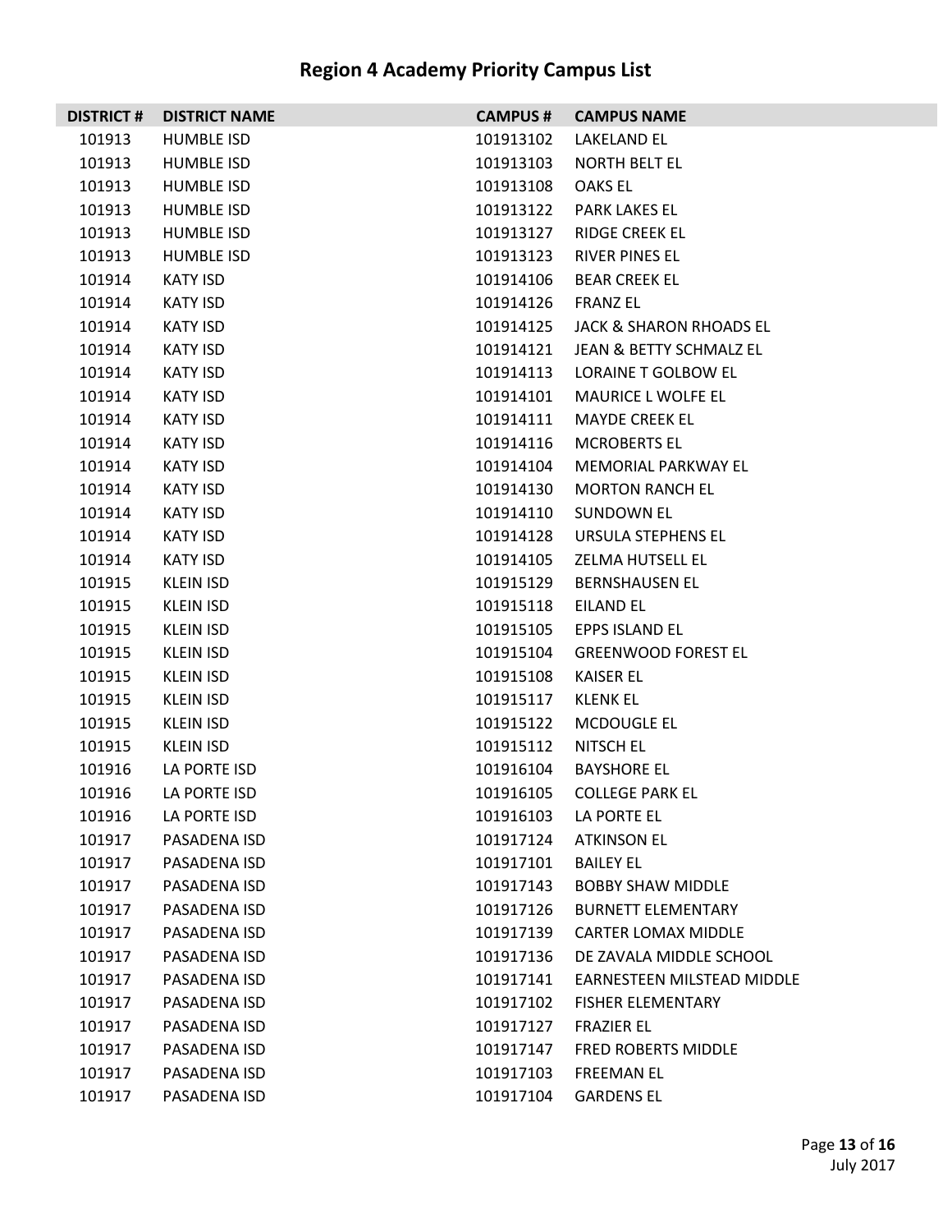# Region 4 Academy Priority Campus List

| DISTRICT # | DISTRICT NAME | CAMPUS # | CAMPUS NAME |
|---|---|---|---|
| 101913 | HUMBLE ISD | 101913102 | LAKELAND EL |
| 101913 | HUMBLE ISD | 101913103 | NORTH BELT EL |
| 101913 | HUMBLE ISD | 101913108 | OAKS EL |
| 101913 | HUMBLE ISD | 101913122 | PARK LAKES EL |
| 101913 | HUMBLE ISD | 101913127 | RIDGE CREEK EL |
| 101913 | HUMBLE ISD | 101913123 | RIVER PINES EL |
| 101914 | KATY ISD | 101914106 | BEAR CREEK EL |
| 101914 | KATY ISD | 101914126 | FRANZ EL |
| 101914 | KATY ISD | 101914125 | JACK & SHARON RHOADS EL |
| 101914 | KATY ISD | 101914121 | JEAN & BETTY SCHMALZ EL |
| 101914 | KATY ISD | 101914113 | LORAINE T GOLBOW EL |
| 101914 | KATY ISD | 101914101 | MAURICE L WOLFE EL |
| 101914 | KATY ISD | 101914111 | MAYDE CREEK EL |
| 101914 | KATY ISD | 101914116 | MCROBERTS EL |
| 101914 | KATY ISD | 101914104 | MEMORIAL PARKWAY EL |
| 101914 | KATY ISD | 101914130 | MORTON RANCH EL |
| 101914 | KATY ISD | 101914110 | SUNDOWN EL |
| 101914 | KATY ISD | 101914128 | URSULA STEPHENS EL |
| 101914 | KATY ISD | 101914105 | ZELMA HUTSELL EL |
| 101915 | KLEIN ISD | 101915129 | BERNSHAUSEN EL |
| 101915 | KLEIN ISD | 101915118 | EILAND EL |
| 101915 | KLEIN ISD | 101915105 | EPPS ISLAND EL |
| 101915 | KLEIN ISD | 101915104 | GREENWOOD FOREST EL |
| 101915 | KLEIN ISD | 101915108 | KAISER EL |
| 101915 | KLEIN ISD | 101915117 | KLENK EL |
| 101915 | KLEIN ISD | 101915122 | MCDOUGLE EL |
| 101915 | KLEIN ISD | 101915112 | NITSCH EL |
| 101916 | LA PORTE ISD | 101916104 | BAYSHORE EL |
| 101916 | LA PORTE ISD | 101916105 | COLLEGE PARK EL |
| 101916 | LA PORTE ISD | 101916103 | LA PORTE EL |
| 101917 | PASADENA ISD | 101917124 | ATKINSON EL |
| 101917 | PASADENA ISD | 101917101 | BAILEY EL |
| 101917 | PASADENA ISD | 101917143 | BOBBY SHAW MIDDLE |
| 101917 | PASADENA ISD | 101917126 | BURNETT ELEMENTARY |
| 101917 | PASADENA ISD | 101917139 | CARTER LOMAX MIDDLE |
| 101917 | PASADENA ISD | 101917136 | DE ZAVALA MIDDLE SCHOOL |
| 101917 | PASADENA ISD | 101917141 | EARNESTEEN MILSTEAD MIDDLE |
| 101917 | PASADENA ISD | 101917102 | FISHER ELEMENTARY |
| 101917 | PASADENA ISD | 101917127 | FRAZIER EL |
| 101917 | PASADENA ISD | 101917147 | FRED ROBERTS MIDDLE |
| 101917 | PASADENA ISD | 101917103 | FREEMAN EL |
| 101917 | PASADENA ISD | 101917104 | GARDENS EL |

July 2017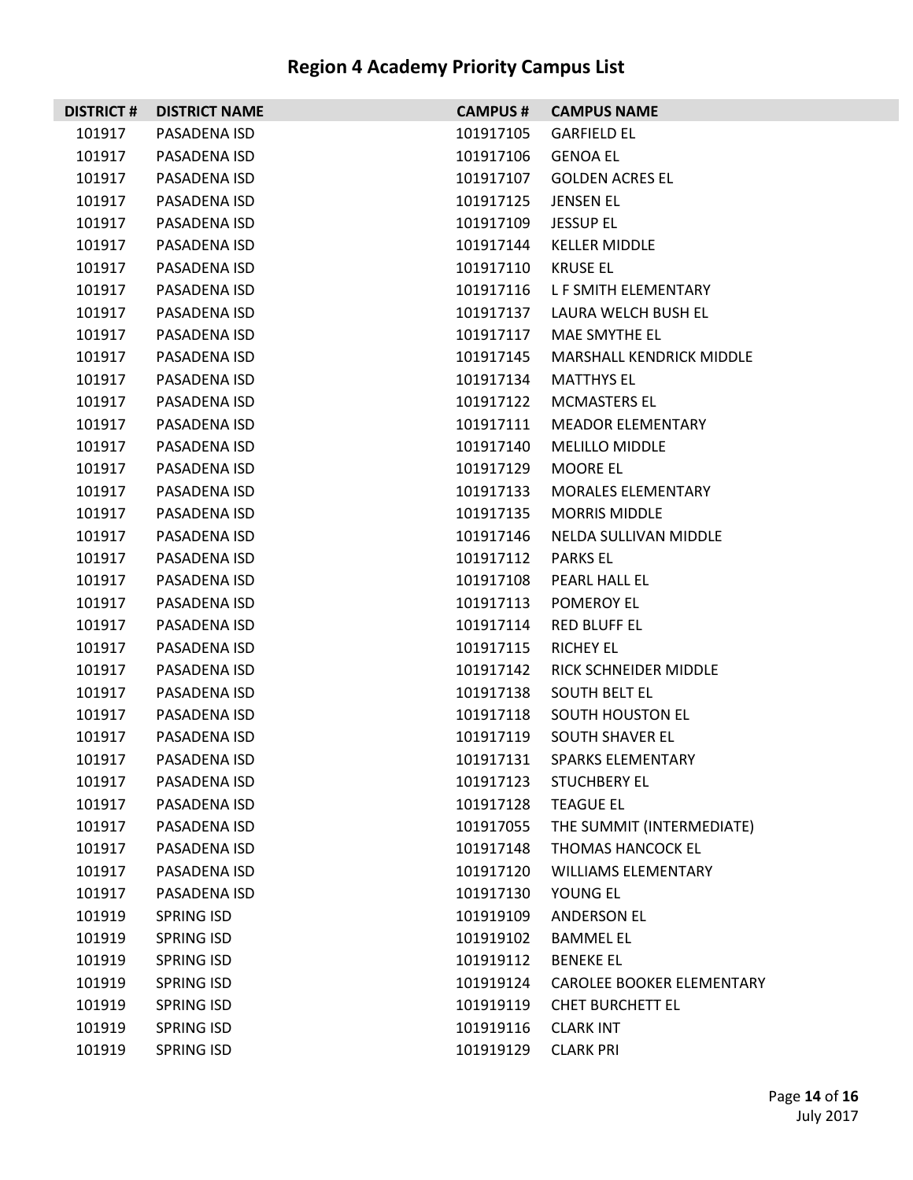# Region 4 Academy Priority Campus List

| DISTRICT # | DISTRICT NAME | CAMPUS # | CAMPUS NAME |
|---|---|---|---|
| 101917 | PASADENA ISD | 101917105 | GARFIELD EL |
| 101917 | PASADENA ISD | 101917106 | GENOA EL |
| 101917 | PASADENA ISD | 101917107 | GOLDEN ACRES EL |
| 101917 | PASADENA ISD | 101917125 | JENSEN EL |
| 101917 | PASADENA ISD | 101917109 | JESSUP EL |
| 101917 | PASADENA ISD | 101917144 | KELLER MIDDLE |
| 101917 | PASADENA ISD | 101917110 | KRUSE EL |
| 101917 | PASADENA ISD | 101917116 | L F SMITH ELEMENTARY |
| 101917 | PASADENA ISD | 101917137 | LAURA WELCH BUSH EL |
| 101917 | PASADENA ISD | 101917117 | MAE SMYTHE EL |
| 101917 | PASADENA ISD | 101917145 | MARSHALL KENDRICK MIDDLE |
| 101917 | PASADENA ISD | 101917134 | MATTHYS EL |
| 101917 | PASADENA ISD | 101917122 | MCMASTERS EL |
| 101917 | PASADENA ISD | 101917111 | MEADOR ELEMENTARY |
| 101917 | PASADENA ISD | 101917140 | MELILLO MIDDLE |
| 101917 | PASADENA ISD | 101917129 | MOORE EL |
| 101917 | PASADENA ISD | 101917133 | MORALES ELEMENTARY |
| 101917 | PASADENA ISD | 101917135 | MORRIS MIDDLE |
| 101917 | PASADENA ISD | 101917146 | NELDA SULLIVAN MIDDLE |
| 101917 | PASADENA ISD | 101917112 | PARKS EL |
| 101917 | PASADENA ISD | 101917108 | PEARL HALL EL |
| 101917 | PASADENA ISD | 101917113 | POMEROY EL |
| 101917 | PASADENA ISD | 101917114 | RED BLUFF EL |
| 101917 | PASADENA ISD | 101917115 | RICHEY EL |
| 101917 | PASADENA ISD | 101917142 | RICK SCHNEIDER MIDDLE |
| 101917 | PASADENA ISD | 101917138 | SOUTH BELT EL |
| 101917 | PASADENA ISD | 101917118 | SOUTH HOUSTON EL |
| 101917 | PASADENA ISD | 101917119 | SOUTH SHAVER EL |
| 101917 | PASADENA ISD | 101917131 | SPARKS ELEMENTARY |
| 101917 | PASADENA ISD | 101917123 | STUCHBERY EL |
| 101917 | PASADENA ISD | 101917128 | TEAGUE EL |
| 101917 | PASADENA ISD | 101917055 | THE SUMMIT (INTERMEDIATE) |
| 101917 | PASADENA ISD | 101917148 | THOMAS HANCOCK EL |
| 101917 | PASADENA ISD | 101917120 | WILLIAMS ELEMENTARY |
| 101917 | PASADENA ISD | 101917130 | YOUNG EL |
| 101919 | SPRING ISD | 101919109 | ANDERSON EL |
| 101919 | SPRING ISD | 101919102 | BAMMEL EL |
| 101919 | SPRING ISD | 101919112 | BENEKE EL |
| 101919 | SPRING ISD | 101919124 | CAROLEE BOOKER ELEMENTARY |
| 101919 | SPRING ISD | 101919119 | CHET BURCHETT EL |
| 101919 | SPRING ISD | 101919116 | CLARK INT |
| 101919 | SPRING ISD | 101919129 | CLARK PRI |

July 2017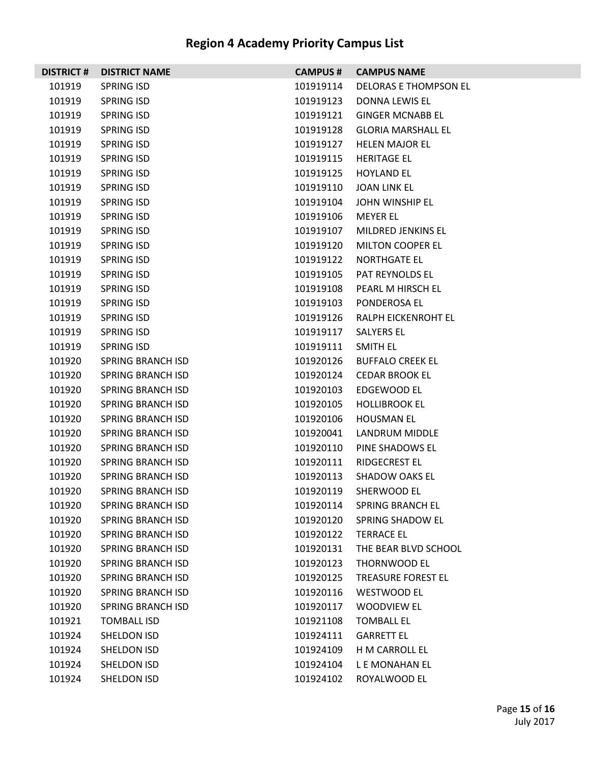# Region 4 Academy Priority Campus List

| DISTRICT # | DISTRICT NAME | CAMPUS # | CAMPUS NAME |
|---|---|---|---|
| 101919 | SPRING ISD | 101919114 | DELORAS E THOMPSON EL |
| 101919 | SPRING ISD | 101919123 | DONNA LEWIS EL |
| 101919 | SPRING ISD | 101919121 | GINGER MCNABB EL |
| 101919 | SPRING ISD | 101919128 | GLORIA MARSHALL EL |
| 101919 | SPRING ISD | 101919127 | HELEN MAJOR EL |
| 101919 | SPRING ISD | 101919115 | HERITAGE EL |
| 101919 | SPRING ISD | 101919125 | HOYLAND EL |
| 101919 | SPRING ISD | 101919110 | JOAN LINK EL |
| 101919 | SPRING ISD | 101919104 | JOHN WINSHIP EL |
| 101919 | SPRING ISD | 101919106 | MEYER EL |
| 101919 | SPRING ISD | 101919107 | MILDRED JENKINS EL |
| 101919 | SPRING ISD | 101919120 | MILTON COOPER EL |
| 101919 | SPRING ISD | 101919122 | NORTHGATE EL |
| 101919 | SPRING ISD | 101919105 | PAT REYNOLDS EL |
| 101919 | SPRING ISD | 101919108 | PEARL M HIRSCH EL |
| 101919 | SPRING ISD | 101919103 | PONDEROSA EL |
| 101919 | SPRING ISD | 101919126 | RALPH EICKENROHT EL |
| 101919 | SPRING ISD | 101919117 | SALYERS EL |
| 101919 | SPRING ISD | 101919111 | SMITH EL |
| 101920 | SPRING BRANCH ISD | 101920126 | BUFFALO CREEK EL |
| 101920 | SPRING BRANCH ISD | 101920124 | CEDAR BROOK EL |
| 101920 | SPRING BRANCH ISD | 101920103 | EDGEWOOD EL |
| 101920 | SPRING BRANCH ISD | 101920105 | HOLLIBROOK EL |
| 101920 | SPRING BRANCH ISD | 101920106 | HOUSMAN EL |
| 101920 | SPRING BRANCH ISD | 101920041 | LANDRUM MIDDLE |
| 101920 | SPRING BRANCH ISD | 101920110 | PINE SHADOWS EL |
| 101920 | SPRING BRANCH ISD | 101920111 | RIDGECREST EL |
| 101920 | SPRING BRANCH ISD | 101920113 | SHADOW OAKS EL |
| 101920 | SPRING BRANCH ISD | 101920119 | SHERWOOD EL |
| 101920 | SPRING BRANCH ISD | 101920114 | SPRING BRANCH EL |
| 101920 | SPRING BRANCH ISD | 101920120 | SPRING SHADOW EL |
| 101920 | SPRING BRANCH ISD | 101920122 | TERRACE EL |
| 101920 | SPRING BRANCH ISD | 101920131 | THE BEAR BLVD SCHOOL |
| 101920 | SPRING BRANCH ISD | 101920123 | THORNWOOD EL |
| 101920 | SPRING BRANCH ISD | 101920125 | TREASURE FOREST EL |
| 101920 | SPRING BRANCH ISD | 101920116 | WESTWOOD EL |
| 101920 | SPRING BRANCH ISD | 101920117 | WOODVIEW EL |
| 101921 | TOMBALL ISD | 101921108 | TOMBALL EL |
| 101924 | SHELDON ISD | 101924111 | GARRETT EL |
| 101924 | SHELDON ISD | 101924109 | H M CARROLL EL |
| 101924 | SHELDON ISD | 101924104 | L E MONAHAN EL |
| 101924 | SHELDON ISD | 101924102 | ROYALWOOD EL |

July 2017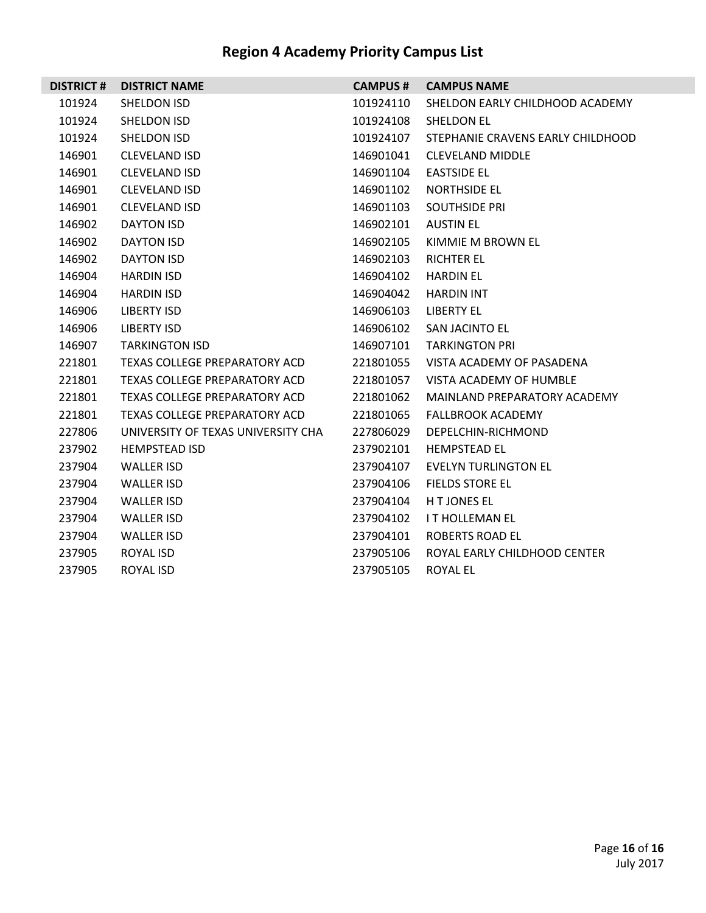# Region 4 Academy Priority Campus List

| DISTRICT # | DISTRICT NAME | CAMPUS # | CAMPUS NAME |
|---|---|---|---|
| 101924 | SHELDON ISD | 101924110 | SHELDON EARLY CHILDHOOD ACADEMY |
| 101924 | SHELDON ISD | 101924108 | SHELDON EL |
| 101924 | SHELDON ISD | 101924107 | STEPHANIE CRAVENS EARLY CHILDHOOD |
| 146901 | CLEVELAND ISD | 146901041 | CLEVELAND MIDDLE |
| 146901 | CLEVELAND ISD | 146901104 | EASTSIDE EL |
| 146901 | CLEVELAND ISD | 146901102 | NORTHSIDE EL |
| 146901 | CLEVELAND ISD | 146901103 | SOUTHSIDE PRI |
| 146902 | DAYTON ISD | 146902101 | AUSTIN EL |
| 146902 | DAYTON ISD | 146902105 | KIMMIE M BROWN EL |
| 146902 | DAYTON ISD | 146902103 | RICHTER EL |
| 146904 | HARDIN ISD | 146904102 | HARDIN EL |
| 146904 | HARDIN ISD | 146904042 | HARDIN INT |
| 146906 | LIBERTY ISD | 146906103 | LIBERTY EL |
| 146906 | LIBERTY ISD | 146906102 | SAN JACINTO EL |
| 146907 | TARKINGTON ISD | 146907101 | TARKINGTON PRI |
| 221801 | TEXAS COLLEGE PREPARATORY ACD | 221801055 | VISTA ACADEMY OF PASADENA |
| 221801 | TEXAS COLLEGE PREPARATORY ACD | 221801057 | VISTA ACADEMY OF HUMBLE |
| 221801 | TEXAS COLLEGE PREPARATORY ACD | 221801062 | MAINLAND PREPARATORY ACADEMY |
| 221801 | TEXAS COLLEGE PREPARATORY ACD | 221801065 | FALLBROOK ACADEMY |
| 227806 | UNIVERSITY OF TEXAS UNIVERSITY CHA | 227806029 | DEPELCHIN-RICHMOND |
| 237902 | HEMPSTEAD ISD | 237902101 | HEMPSTEAD EL |
| 237904 | WALLER ISD | 237904107 | EVELYN TURLINGTON EL |
| 237904 | WALLER ISD | 237904106 | FIELDS STORE EL |
| 237904 | WALLER ISD | 237904104 | H T JONES EL |
| 237904 | WALLER ISD | 237904102 | I T HOLLEMAN EL |
| 237904 | WALLER ISD | 237904101 | ROBERTS ROAD EL |
| 237905 | ROYAL ISD | 237905106 | ROYAL EARLY CHILDHOOD CENTER |
| 237905 | ROYAL ISD | 237905105 | ROYAL EL |

July 2017